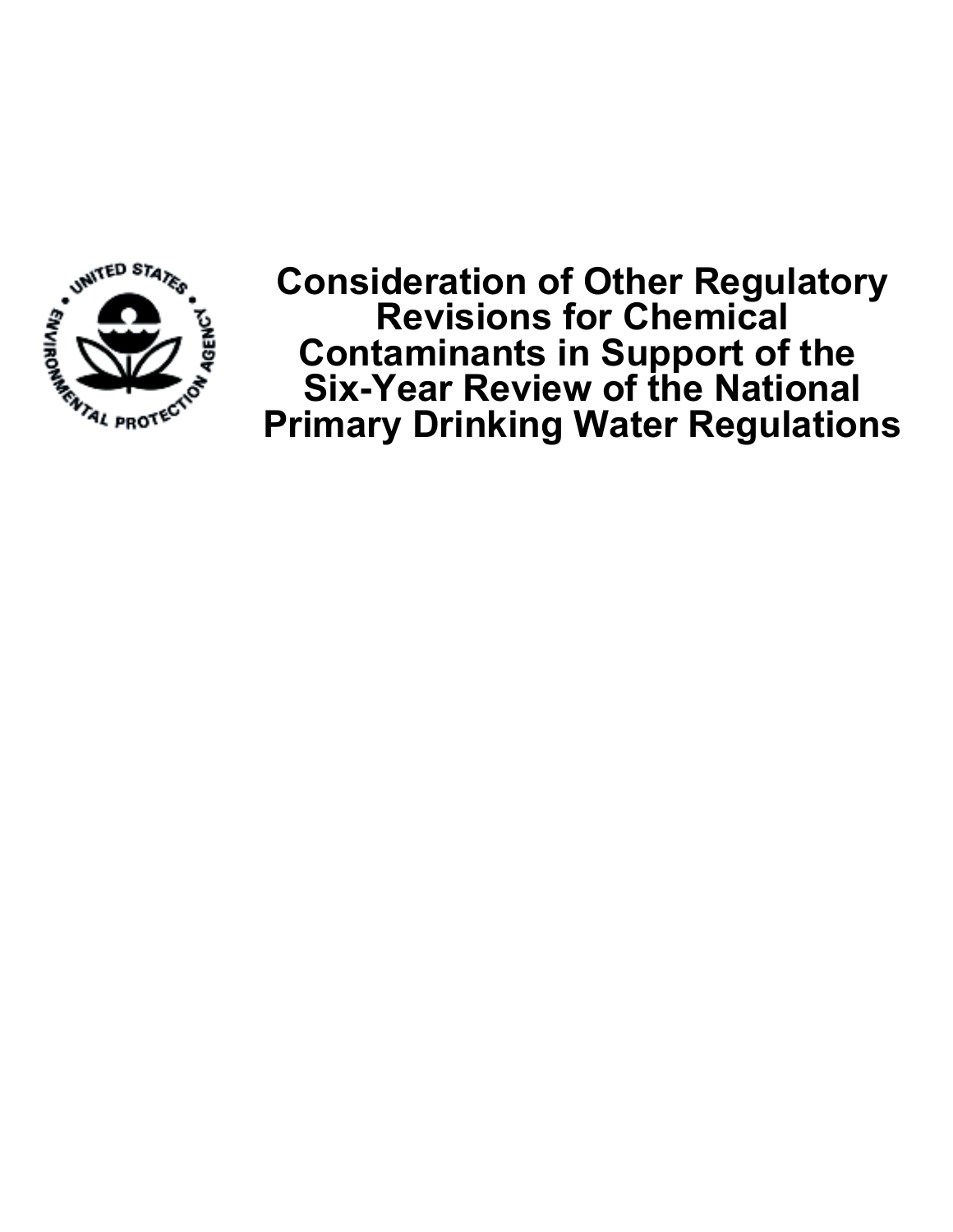# Consideration of Other Regulatory Revisions for Chemical Contaminants in Support of the Six-Year Review of the National Primary Drinking Water Regulations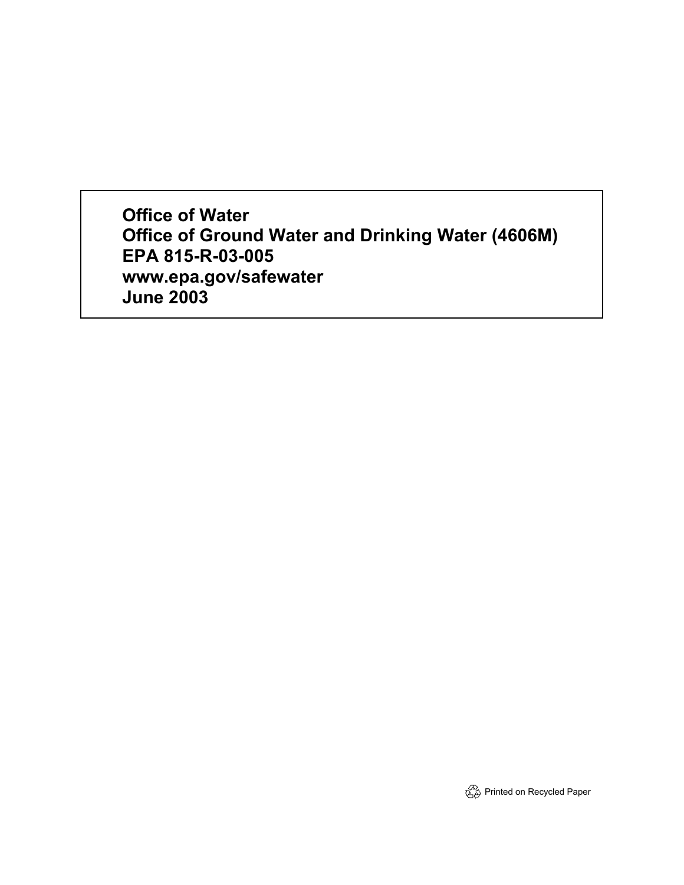**Office of Water**
**Office of Ground Water and Drinking Water (4606M)**
**EPA 815-R-03-005**
**www.epa.gov/safewater**
**June 2003**

Printed on Recycled Paper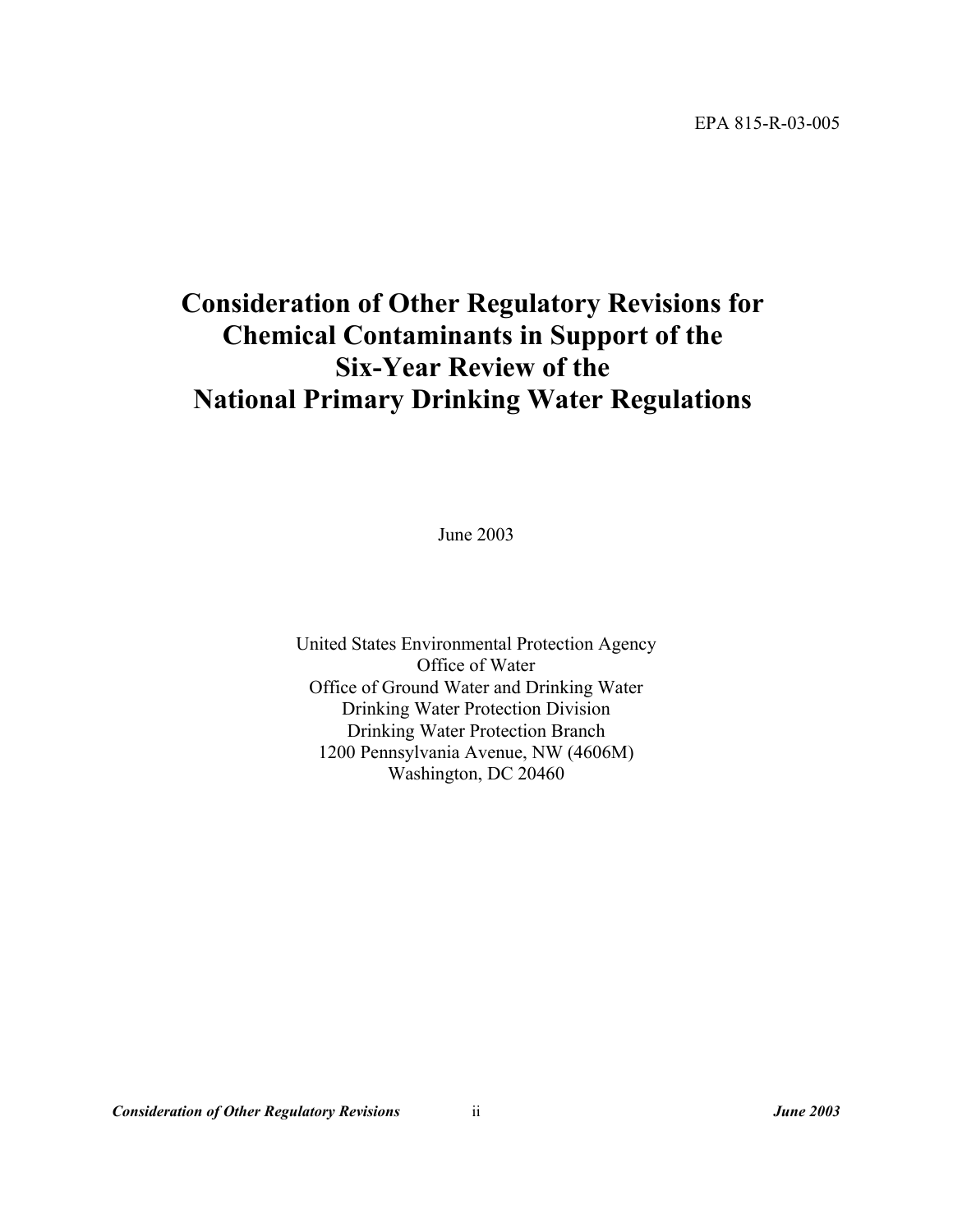EPA 815-R-03-005

# Consideration of Other Regulatory Revisions for Chemical Contaminants in Support of the Six-Year Review of the National Primary Drinking Water Regulations

June 2003

United States Environmental Protection Agency
Office of Water
Office of Ground Water and Drinking Water
Drinking Water Protection Division
Drinking Water Protection Branch
1200 Pennsylvania Avenue, NW (4606M)
Washington, DC 20460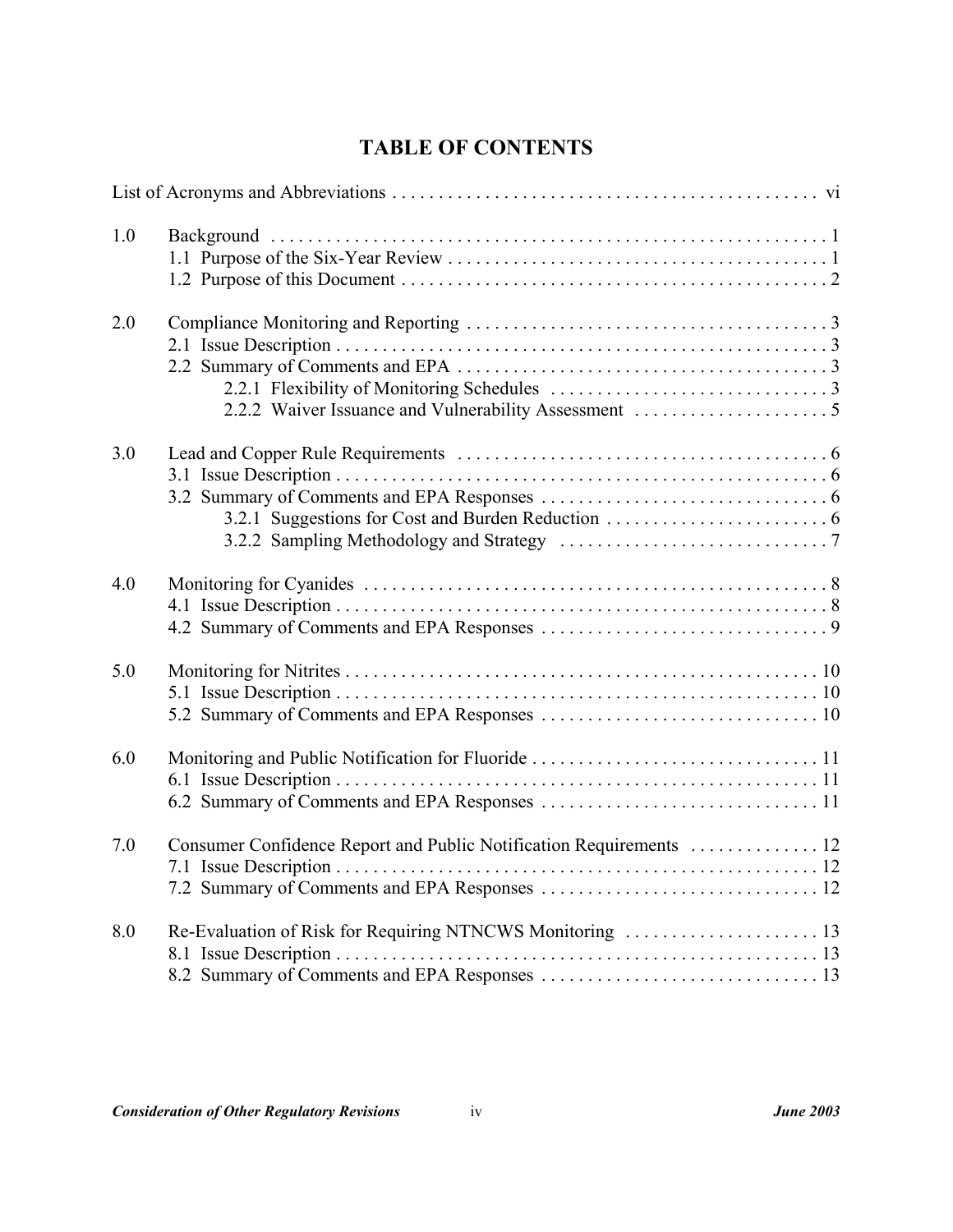# TABLE OF CONTENTS

List of Acronyms and Abbreviations . . . . . . . . . . . . . . . . . . . . . . . . . . . . . . . . . . . . . . . . . . . . . vi

1.0 Background . . . . . . . . . . . . . . . . . . . . . . . . . . . . . . . . . . . . . . . . . . . . . . . . . . . . . . . . . . . 1
- 1.1 Purpose of the Six-Year Review . . . . . . . . . . . . . . . . . . . . . . . . . . . . . . . . . . . . . . . . . 1
- 1.2 Purpose of this Document . . . . . . . . . . . . . . . . . . . . . . . . . . . . . . . . . . . . . . . . . . . . . . 2

2.0 Compliance Monitoring and Reporting . . . . . . . . . . . . . . . . . . . . . . . . . . . . . . . . . . . . . . 3
- 2.1 Issue Description . . . . . . . . . . . . . . . . . . . . . . . . . . . . . . . . . . . . . . . . . . . . . . . . . . . . . 3
- 2.2 Summary of Comments and EPA . . . . . . . . . . . . . . . . . . . . . . . . . . . . . . . . . . . . . . . . 3
  - 2.2.1 Flexibility of Monitoring Schedules . . . . . . . . . . . . . . . . . . . . . . . . . . . . . . 3
  - 2.2.2 Waiver Issuance and Vulnerability Assessment . . . . . . . . . . . . . . . . . . . . . 5

3.0 Lead and Copper Rule Requirements . . . . . . . . . . . . . . . . . . . . . . . . . . . . . . . . . . . . . . . 6
- 3.1 Issue Description . . . . . . . . . . . . . . . . . . . . . . . . . . . . . . . . . . . . . . . . . . . . . . . . . . . . . 6
- 3.2 Summary of Comments and EPA Responses . . . . . . . . . . . . . . . . . . . . . . . . . . . . . . . 6
  - 3.2.1 Suggestions for Cost and Burden Reduction . . . . . . . . . . . . . . . . . . . . . . . . 6
  - 3.2.2 Sampling Methodology and Strategy . . . . . . . . . . . . . . . . . . . . . . . . . . . . . 7

4.0 Monitoring for Cyanides . . . . . . . . . . . . . . . . . . . . . . . . . . . . . . . . . . . . . . . . . . . . . . . . . . 8
- 4.1 Issue Description . . . . . . . . . . . . . . . . . . . . . . . . . . . . . . . . . . . . . . . . . . . . . . . . . . . . . 8
- 4.2 Summary of Comments and EPA Responses . . . . . . . . . . . . . . . . . . . . . . . . . . . . . . . 9

5.0 Monitoring for Nitrites . . . . . . . . . . . . . . . . . . . . . . . . . . . . . . . . . . . . . . . . . . . . . . . . . . . 10
- 5.1 Issue Description . . . . . . . . . . . . . . . . . . . . . . . . . . . . . . . . . . . . . . . . . . . . . . . . . . . . 10
- 5.2 Summary of Comments and EPA Responses . . . . . . . . . . . . . . . . . . . . . . . . . . . . . . 10

6.0 Monitoring and Public Notification for Fluoride . . . . . . . . . . . . . . . . . . . . . . . . . . . . . . . 11
- 6.1 Issue Description . . . . . . . . . . . . . . . . . . . . . . . . . . . . . . . . . . . . . . . . . . . . . . . . . . . . 11
- 6.2 Summary of Comments and EPA Responses . . . . . . . . . . . . . . . . . . . . . . . . . . . . . . 11

7.0 Consumer Confidence Report and Public Notification Requirements . . . . . . . . . . . . . 12
- 7.1 Issue Description . . . . . . . . . . . . . . . . . . . . . . . . . . . . . . . . . . . . . . . . . . . . . . . . . . . . 12
- 7.2 Summary of Comments and EPA Responses . . . . . . . . . . . . . . . . . . . . . . . . . . . . . . 12

8.0 Re-Evaluation of Risk for Requiring NTNCWS Monitoring . . . . . . . . . . . . . . . . . . . . . 13
- 8.1 Issue Description . . . . . . . . . . . . . . . . . . . . . . . . . . . . . . . . . . . . . . . . . . . . . . . . . . . . 13
- 8.2 Summary of Comments and EPA Responses . . . . . . . . . . . . . . . . . . . . . . . . . . . . . . 13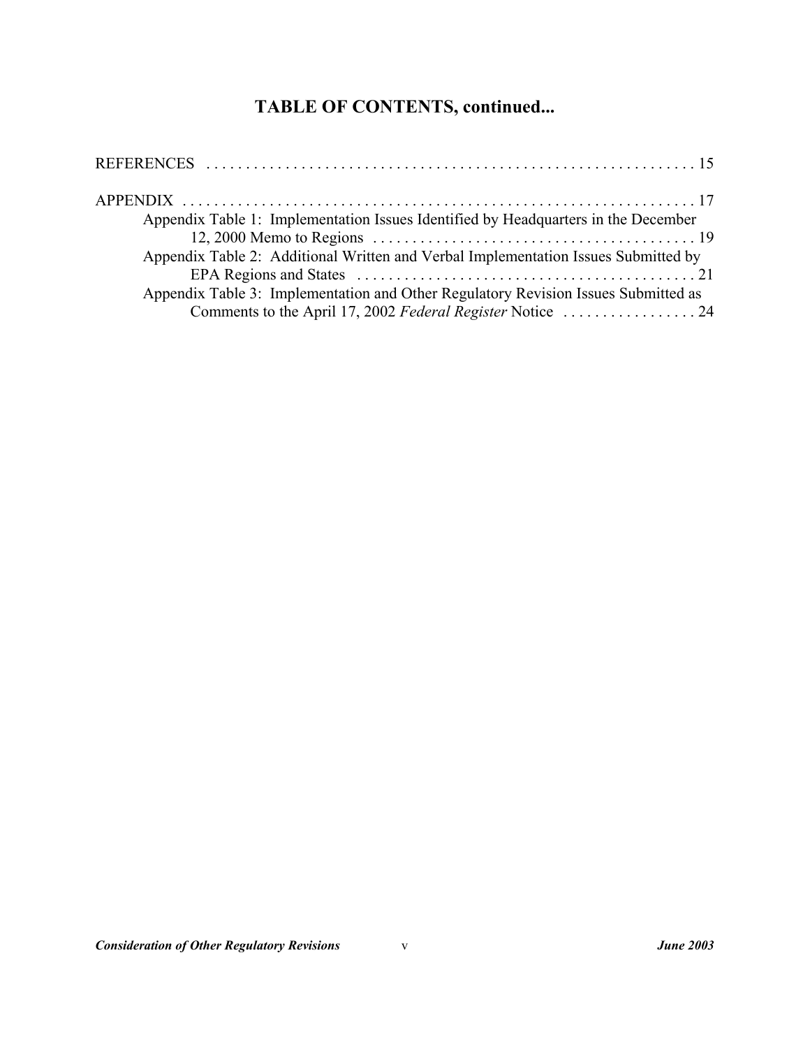# TABLE OF CONTENTS, continued...

REFERENCES . . . . . . . . . . . . . . . . . . . . . . . . . . . . . . . . . . . . . . . . . . . . . . . . . . . . . . . . . . . . . 15

APPENDIX . . . . . . . . . . . . . . . . . . . . . . . . . . . . . . . . . . . . . . . . . . . . . . . . . . . . . . . . . . . . . . . . 17

- Appendix Table 1: Implementation Issues Identified by Headquarters in the December 12, 2000 Memo to Regions . . . . . . . . . . . . . . . . . . . . . . . . . . . . . . . . . . . . . . . . 19
- Appendix Table 2: Additional Written and Verbal Implementation Issues Submitted by EPA Regions and States . . . . . . . . . . . . . . . . . . . . . . . . . . . . . . . . . . . . . . . . . . 21
- Appendix Table 3: Implementation and Other Regulatory Revision Issues Submitted as Comments to the April 17, 2002 *Federal Register* Notice . . . . . . . . . . . . . . . . . 24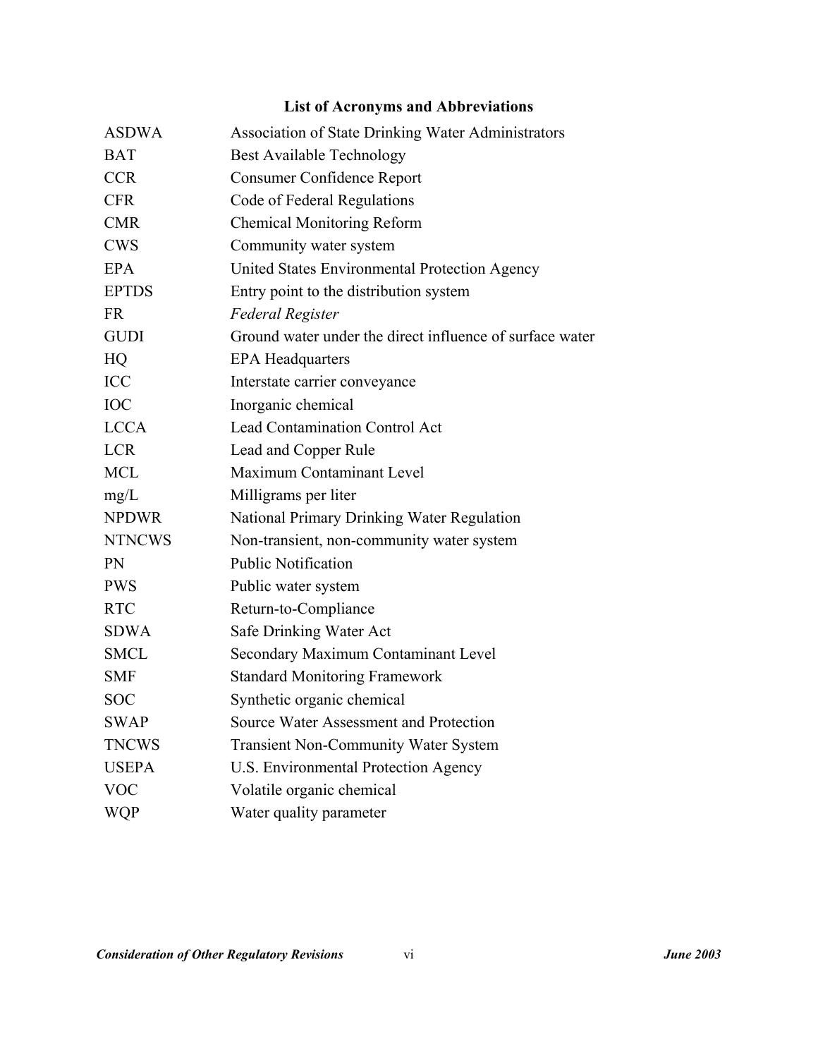## List of Acronyms and Abbreviations

| | |
|---|---|
| ASDWA | Association of State Drinking Water Administrators |
| BAT | Best Available Technology |
| CCR | Consumer Confidence Report |
| CFR | Code of Federal Regulations |
| CMR | Chemical Monitoring Reform |
| CWS | Community water system |
| EPA | United States Environmental Protection Agency |
| EPTDS | Entry point to the distribution system |
| FR | *Federal Register* |
| GUDI | Ground water under the direct influence of surface water |
| HQ | EPA Headquarters |
| ICC | Interstate carrier conveyance |
| IOC | Inorganic chemical |
| LCCA | Lead Contamination Control Act |
| LCR | Lead and Copper Rule |
| MCL | Maximum Contaminant Level |
| mg/L | Milligrams per liter |
| NPDWR | National Primary Drinking Water Regulation |
| NTNCWS | Non-transient, non-community water system |
| PN | Public Notification |
| PWS | Public water system |
| RTC | Return-to-Compliance |
| SDWA | Safe Drinking Water Act |
| SMCL | Secondary Maximum Contaminant Level |
| SMF | Standard Monitoring Framework |
| SOC | Synthetic organic chemical |
| SWAP | Source Water Assessment and Protection |
| TNCWS | Transient Non-Community Water System |
| USEPA | U.S. Environmental Protection Agency |
| VOC | Volatile organic chemical |
| WQP | Water quality parameter |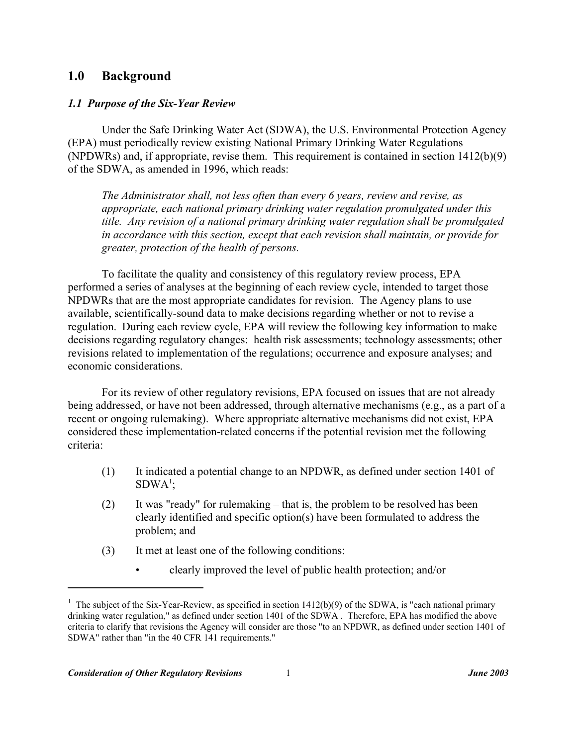# 1.0 Background

## *1.1 Purpose of the Six-Year Review*

Under the Safe Drinking Water Act (SDWA), the U.S. Environmental Protection Agency (EPA) must periodically review existing National Primary Drinking Water Regulations (NPDWRs) and, if appropriate, revise them. This requirement is contained in section 1412(b)(9) of the SDWA, as amended in 1996, which reads:

> *The Administrator shall, not less often than every 6 years, review and revise, as appropriate, each national primary drinking water regulation promulgated under this title. Any revision of a national primary drinking water regulation shall be promulgated in accordance with this section, except that each revision shall maintain, or provide for greater, protection of the health of persons.*

To facilitate the quality and consistency of this regulatory review process, EPA performed a series of analyses at the beginning of each review cycle, intended to target those NPDWRs that are the most appropriate candidates for revision. The Agency plans to use available, scientifically-sound data to make decisions regarding whether or not to revise a regulation. During each review cycle, EPA will review the following key information to make decisions regarding regulatory changes: health risk assessments; technology assessments; other revisions related to implementation of the regulations; occurrence and exposure analyses; and economic considerations.

For its review of other regulatory revisions, EPA focused on issues that are not already being addressed, or have not been addressed, through alternative mechanisms (e.g., as a part of a recent or ongoing rulemaking). Where appropriate alternative mechanisms did not exist, EPA considered these implementation-related concerns if the potential revision met the following criteria:

(1) It indicated a potential change to an NPDWR, as defined under section 1401 of SDWA[1];

(2) It was "ready" for rulemaking – that is, the problem to be resolved has been clearly identified and specific option(s) have been formulated to address the problem; and

(3) It met at least one of the following conditions:

- clearly improved the level of public health protection; and/or

---

[1] The subject of the Six-Year-Review, as specified in section 1412(b)(9) of the SDWA, is "each national primary drinking water regulation," as defined under section 1401 of the SDWA . Therefore, EPA has modified the above criteria to clarify that revisions the Agency will consider are those "to an NPDWR, as defined under section 1401 of SDWA" rather than "in the 40 CFR 141 requirements."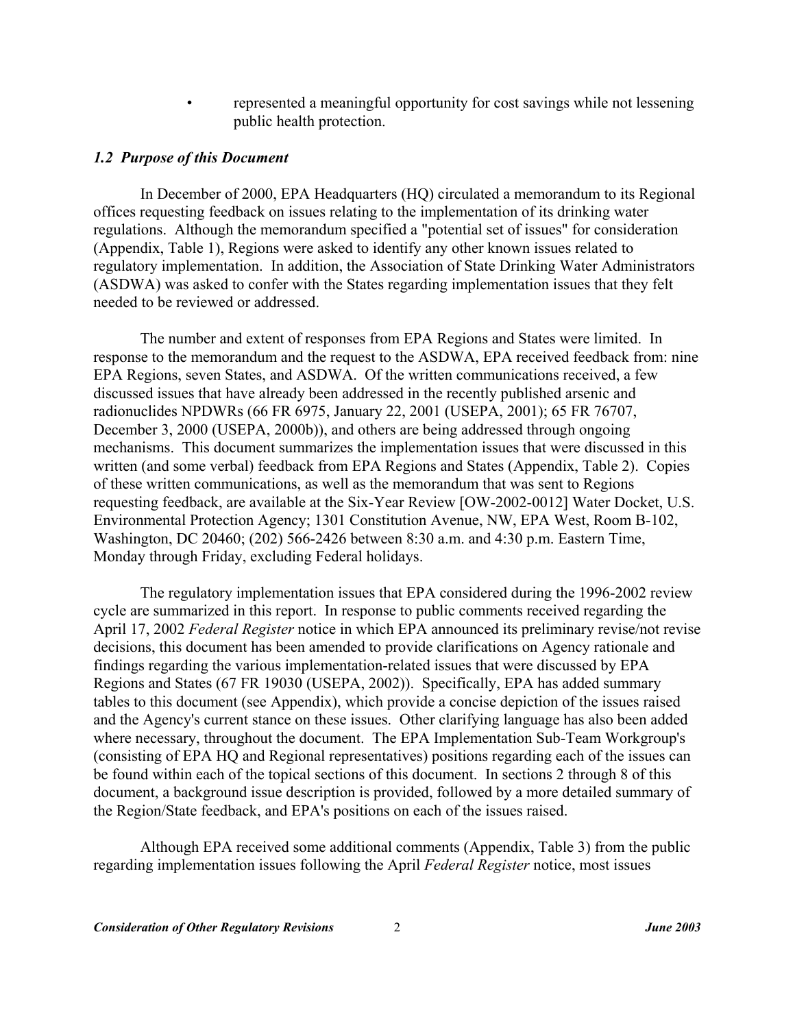- represented a meaningful opportunity for cost savings while not lessening public health protection.

### *1.2 Purpose of this Document*

In December of 2000, EPA Headquarters (HQ) circulated a memorandum to its Regional offices requesting feedback on issues relating to the implementation of its drinking water regulations. Although the memorandum specified a "potential set of issues" for consideration (Appendix, Table 1), Regions were asked to identify any other known issues related to regulatory implementation. In addition, the Association of State Drinking Water Administrators (ASDWA) was asked to confer with the States regarding implementation issues that they felt needed to be reviewed or addressed.

The number and extent of responses from EPA Regions and States were limited. In response to the memorandum and the request to the ASDWA, EPA received feedback from: nine EPA Regions, seven States, and ASDWA. Of the written communications received, a few discussed issues that have already been addressed in the recently published arsenic and radionuclides NPDWRs (66 FR 6975, January 22, 2001 (USEPA, 2001); 65 FR 76707, December 3, 2000 (USEPA, 2000b)), and others are being addressed through ongoing mechanisms. This document summarizes the implementation issues that were discussed in this written (and some verbal) feedback from EPA Regions and States (Appendix, Table 2). Copies of these written communications, as well as the memorandum that was sent to Regions requesting feedback, are available at the Six-Year Review [OW-2002-0012] Water Docket, U.S. Environmental Protection Agency; 1301 Constitution Avenue, NW, EPA West, Room B-102, Washington, DC 20460; (202) 566-2426 between 8:30 a.m. and 4:30 p.m. Eastern Time, Monday through Friday, excluding Federal holidays.

The regulatory implementation issues that EPA considered during the 1996-2002 review cycle are summarized in this report. In response to public comments received regarding the April 17, 2002 *Federal Register* notice in which EPA announced its preliminary revise/not revise decisions, this document has been amended to provide clarifications on Agency rationale and findings regarding the various implementation-related issues that were discussed by EPA Regions and States (67 FR 19030 (USEPA, 2002)). Specifically, EPA has added summary tables to this document (see Appendix), which provide a concise depiction of the issues raised and the Agency's current stance on these issues. Other clarifying language has also been added where necessary, throughout the document. The EPA Implementation Sub-Team Workgroup's (consisting of EPA HQ and Regional representatives) positions regarding each of the issues can be found within each of the topical sections of this document. In sections 2 through 8 of this document, a background issue description is provided, followed by a more detailed summary of the Region/State feedback, and EPA's positions on each of the issues raised.

Although EPA received some additional comments (Appendix, Table 3) from the public regarding implementation issues following the April *Federal Register* notice, most issues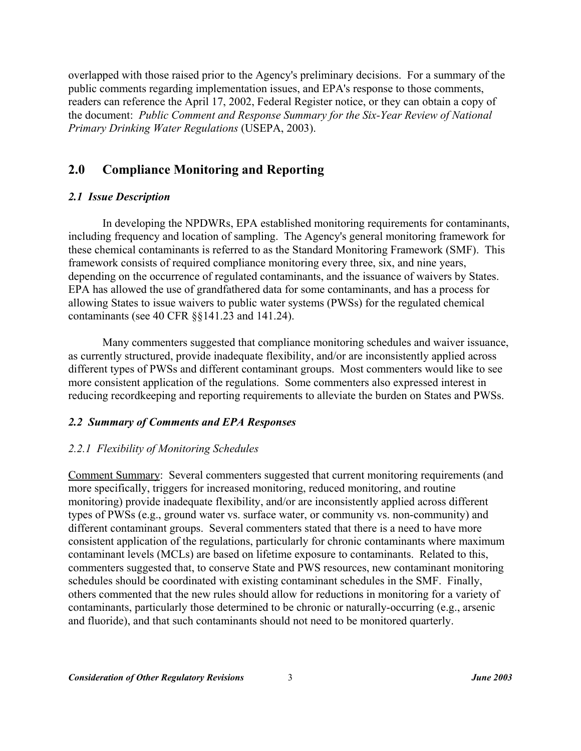overlapped with those raised prior to the Agency's preliminary decisions. For a summary of the public comments regarding implementation issues, and EPA's response to those comments, readers can reference the April 17, 2002, Federal Register notice, or they can obtain a copy of the document: *Public Comment and Response Summary for the Six-Year Review of National Primary Drinking Water Regulations* (USEPA, 2003).

## 2.0 Compliance Monitoring and Reporting

### *2.1 Issue Description*

In developing the NPDWRs, EPA established monitoring requirements for contaminants, including frequency and location of sampling. The Agency's general monitoring framework for these chemical contaminants is referred to as the Standard Monitoring Framework (SMF). This framework consists of required compliance monitoring every three, six, and nine years, depending on the occurrence of regulated contaminants, and the issuance of waivers by States. EPA has allowed the use of grandfathered data for some contaminants, and has a process for allowing States to issue waivers to public water systems (PWSs) for the regulated chemical contaminants (see 40 CFR §§141.23 and 141.24).

Many commenters suggested that compliance monitoring schedules and waiver issuance, as currently structured, provide inadequate flexibility, and/or are inconsistently applied across different types of PWSs and different contaminant groups. Most commenters would like to see more consistent application of the regulations. Some commenters also expressed interest in reducing recordkeeping and reporting requirements to alleviate the burden on States and PWSs.

### *2.2 Summary of Comments and EPA Responses*

#### *2.2.1 Flexibility of Monitoring Schedules*

<u>Comment Summary</u>: Several commenters suggested that current monitoring requirements (and more specifically, triggers for increased monitoring, reduced monitoring, and routine monitoring) provide inadequate flexibility, and/or are inconsistently applied across different types of PWSs (e.g., ground water vs. surface water, or community vs. non-community) and different contaminant groups. Several commenters stated that there is a need to have more consistent application of the regulations, particularly for chronic contaminants where maximum contaminant levels (MCLs) are based on lifetime exposure to contaminants. Related to this, commenters suggested that, to conserve State and PWS resources, new contaminant monitoring schedules should be coordinated with existing contaminant schedules in the SMF. Finally, others commented that the new rules should allow for reductions in monitoring for a variety of contaminants, particularly those determined to be chronic or naturally-occurring (e.g., arsenic and fluoride), and that such contaminants should not need to be monitored quarterly.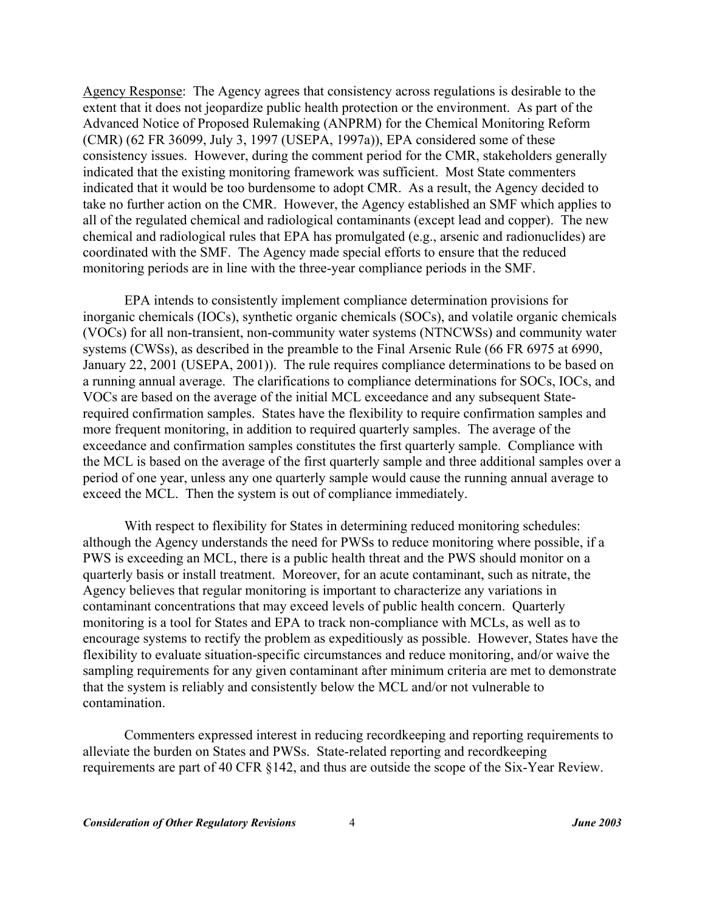Agency Response: The Agency agrees that consistency across regulations is desirable to the extent that it does not jeopardize public health protection or the environment. As part of the Advanced Notice of Proposed Rulemaking (ANPRM) for the Chemical Monitoring Reform (CMR) (62 FR 36099, July 3, 1997 (USEPA, 1997a)), EPA considered some of these consistency issues. However, during the comment period for the CMR, stakeholders generally indicated that the existing monitoring framework was sufficient. Most State commenters indicated that it would be too burdensome to adopt CMR. As a result, the Agency decided to take no further action on the CMR. However, the Agency established an SMF which applies to all of the regulated chemical and radiological contaminants (except lead and copper). The new chemical and radiological rules that EPA has promulgated (e.g., arsenic and radionuclides) are coordinated with the SMF. The Agency made special efforts to ensure that the reduced monitoring periods are in line with the three-year compliance periods in the SMF.

EPA intends to consistently implement compliance determination provisions for inorganic chemicals (IOCs), synthetic organic chemicals (SOCs), and volatile organic chemicals (VOCs) for all non-transient, non-community water systems (NTNCWSs) and community water systems (CWSs), as described in the preamble to the Final Arsenic Rule (66 FR 6975 at 6990, January 22, 2001 (USEPA, 2001)). The rule requires compliance determinations to be based on a running annual average. The clarifications to compliance determinations for SOCs, IOCs, and VOCs are based on the average of the initial MCL exceedance and any subsequent State-required confirmation samples. States have the flexibility to require confirmation samples and more frequent monitoring, in addition to required quarterly samples. The average of the exceedance and confirmation samples constitutes the first quarterly sample. Compliance with the MCL is based on the average of the first quarterly sample and three additional samples over a period of one year, unless any one quarterly sample would cause the running annual average to exceed the MCL. Then the system is out of compliance immediately.

With respect to flexibility for States in determining reduced monitoring schedules: although the Agency understands the need for PWSs to reduce monitoring where possible, if a PWS is exceeding an MCL, there is a public health threat and the PWS should monitor on a quarterly basis or install treatment. Moreover, for an acute contaminant, such as nitrate, the Agency believes that regular monitoring is important to characterize any variations in contaminant concentrations that may exceed levels of public health concern. Quarterly monitoring is a tool for States and EPA to track non-compliance with MCLs, as well as to encourage systems to rectify the problem as expeditiously as possible. However, States have the flexibility to evaluate situation-specific circumstances and reduce monitoring, and/or waive the sampling requirements for any given contaminant after minimum criteria are met to demonstrate that the system is reliably and consistently below the MCL and/or not vulnerable to contamination.

Commenters expressed interest in reducing recordkeeping and reporting requirements to alleviate the burden on States and PWSs. State-related reporting and recordkeeping requirements are part of 40 CFR §142, and thus are outside the scope of the Six-Year Review.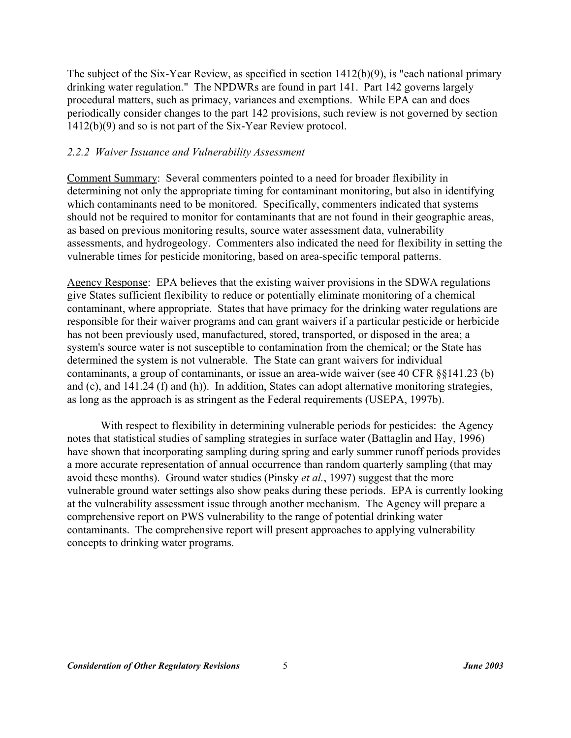The subject of the Six-Year Review, as specified in section 1412(b)(9), is "each national primary drinking water regulation." The NPDWRs are found in part 141. Part 142 governs largely procedural matters, such as primacy, variances and exemptions. While EPA can and does periodically consider changes to the part 142 provisions, such review is not governed by section 1412(b)(9) and so is not part of the Six-Year Review protocol.

### *2.2.2 Waiver Issuance and Vulnerability Assessment*

<u>Comment Summary</u>: Several commenters pointed to a need for broader flexibility in determining not only the appropriate timing for contaminant monitoring, but also in identifying which contaminants need to be monitored. Specifically, commenters indicated that systems should not be required to monitor for contaminants that are not found in their geographic areas, as based on previous monitoring results, source water assessment data, vulnerability assessments, and hydrogeology. Commenters also indicated the need for flexibility in setting the vulnerable times for pesticide monitoring, based on area-specific temporal patterns.

<u>Agency Response</u>: EPA believes that the existing waiver provisions in the SDWA regulations give States sufficient flexibility to reduce or potentially eliminate monitoring of a chemical contaminant, where appropriate. States that have primacy for the drinking water regulations are responsible for their waiver programs and can grant waivers if a particular pesticide or herbicide has not been previously used, manufactured, stored, transported, or disposed in the area; a system's source water is not susceptible to contamination from the chemical; or the State has determined the system is not vulnerable. The State can grant waivers for individual contaminants, a group of contaminants, or issue an area-wide waiver (see 40 CFR §§141.23 (b) and (c), and 141.24 (f) and (h)). In addition, States can adopt alternative monitoring strategies, as long as the approach is as stringent as the Federal requirements (USEPA, 1997b).

With respect to flexibility in determining vulnerable periods for pesticides: the Agency notes that statistical studies of sampling strategies in surface water (Battaglin and Hay, 1996) have shown that incorporating sampling during spring and early summer runoff periods provides a more accurate representation of annual occurrence than random quarterly sampling (that may avoid these months). Ground water studies (Pinsky *et al.*, 1997) suggest that the more vulnerable ground water settings also show peaks during these periods. EPA is currently looking at the vulnerability assessment issue through another mechanism. The Agency will prepare a comprehensive report on PWS vulnerability to the range of potential drinking water contaminants. The comprehensive report will present approaches to applying vulnerability concepts to drinking water programs.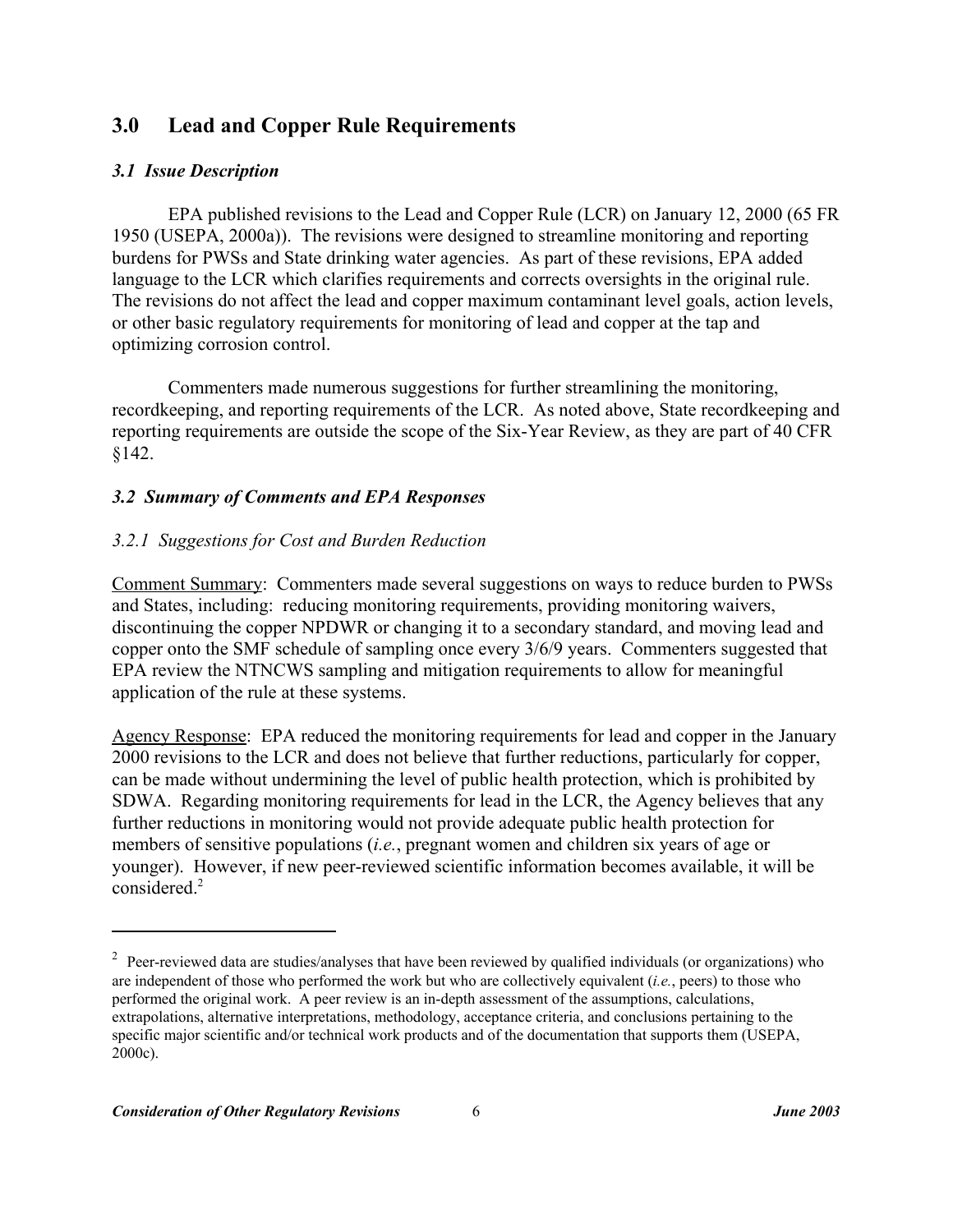## 3.0 Lead and Copper Rule Requirements

### *3.1 Issue Description*

EPA published revisions to the Lead and Copper Rule (LCR) on January 12, 2000 (65 FR 1950 (USEPA, 2000a)). The revisions were designed to streamline monitoring and reporting burdens for PWSs and State drinking water agencies. As part of these revisions, EPA added language to the LCR which clarifies requirements and corrects oversights in the original rule. The revisions do not affect the lead and copper maximum contaminant level goals, action levels, or other basic regulatory requirements for monitoring of lead and copper at the tap and optimizing corrosion control.

Commenters made numerous suggestions for further streamlining the monitoring, recordkeeping, and reporting requirements of the LCR. As noted above, State recordkeeping and reporting requirements are outside the scope of the Six-Year Review, as they are part of 40 CFR §142.

### *3.2 Summary of Comments and EPA Responses*

#### *3.2.1 Suggestions for Cost and Burden Reduction*

Comment Summary: Commenters made several suggestions on ways to reduce burden to PWSs and States, including: reducing monitoring requirements, providing monitoring waivers, discontinuing the copper NPDWR or changing it to a secondary standard, and moving lead and copper onto the SMF schedule of sampling once every 3/6/9 years. Commenters suggested that EPA review the NTNCWS sampling and mitigation requirements to allow for meaningful application of the rule at these systems.

Agency Response: EPA reduced the monitoring requirements for lead and copper in the January 2000 revisions to the LCR and does not believe that further reductions, particularly for copper, can be made without undermining the level of public health protection, which is prohibited by SDWA. Regarding monitoring requirements for lead in the LCR, the Agency believes that any further reductions in monitoring would not provide adequate public health protection for members of sensitive populations (*i.e.*, pregnant women and children six years of age or younger). However, if new peer-reviewed scientific information becomes available, it will be considered.[2]

---

[2] Peer-reviewed data are studies/analyses that have been reviewed by qualified individuals (or organizations) who are independent of those who performed the work but who are collectively equivalent (*i.e.*, peers) to those who performed the original work. A peer review is an in-depth assessment of the assumptions, calculations, extrapolations, alternative interpretations, methodology, acceptance criteria, and conclusions pertaining to the specific major scientific and/or technical work products and of the documentation that supports them (USEPA, 2000c).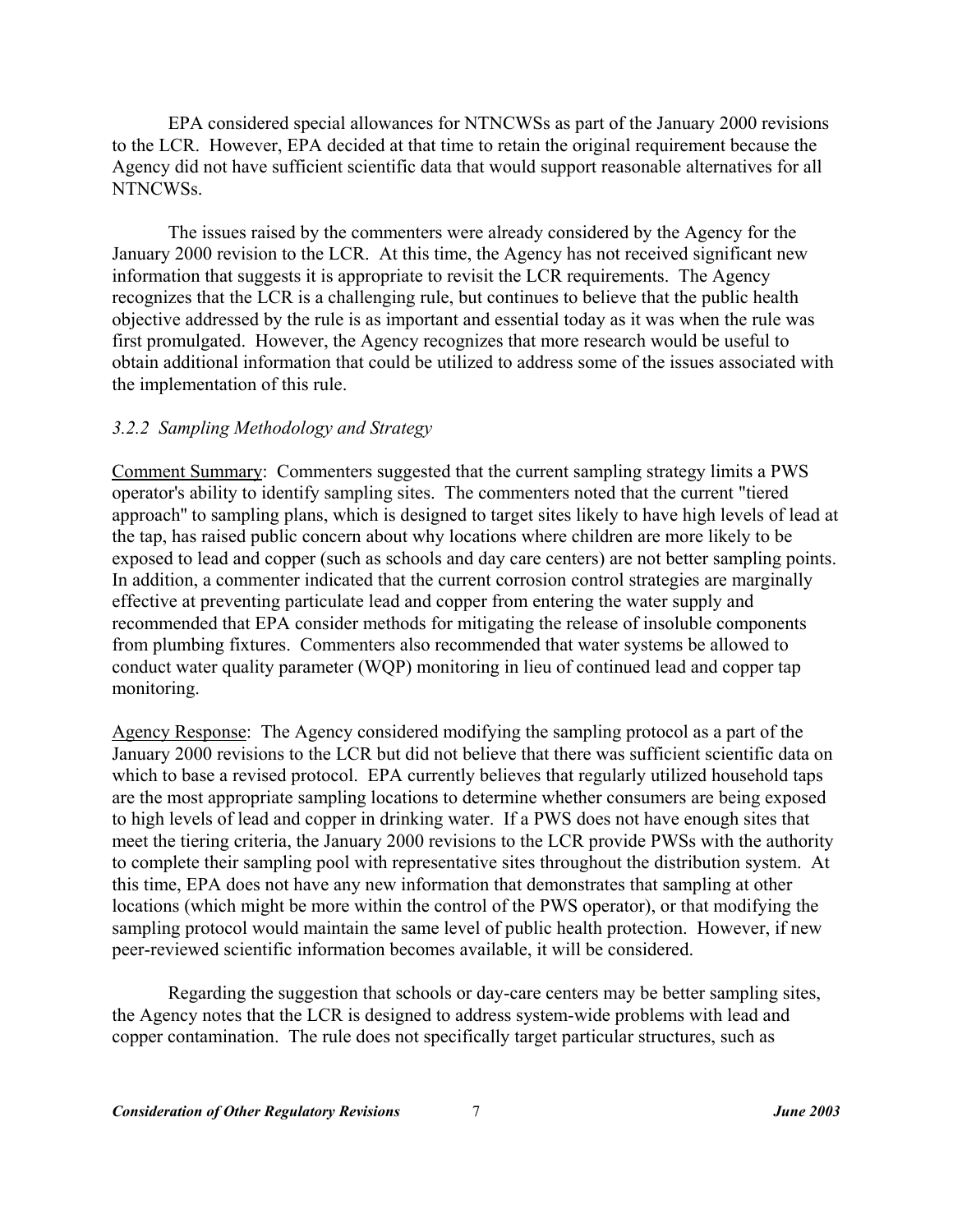EPA considered special allowances for NTNCWSs as part of the January 2000 revisions to the LCR. However, EPA decided at that time to retain the original requirement because the Agency did not have sufficient scientific data that would support reasonable alternatives for all NTNCWSs.

The issues raised by the commenters were already considered by the Agency for the January 2000 revision to the LCR. At this time, the Agency has not received significant new information that suggests it is appropriate to revisit the LCR requirements. The Agency recognizes that the LCR is a challenging rule, but continues to believe that the public health objective addressed by the rule is as important and essential today as it was when the rule was first promulgated. However, the Agency recognizes that more research would be useful to obtain additional information that could be utilized to address some of the issues associated with the implementation of this rule.

### *3.2.2 Sampling Methodology and Strategy*

<u>Comment Summary</u>: Commenters suggested that the current sampling strategy limits a PWS operator's ability to identify sampling sites. The commenters noted that the current "tiered approach" to sampling plans, which is designed to target sites likely to have high levels of lead at the tap, has raised public concern about why locations where children are more likely to be exposed to lead and copper (such as schools and day care centers) are not better sampling points. In addition, a commenter indicated that the current corrosion control strategies are marginally effective at preventing particulate lead and copper from entering the water supply and recommended that EPA consider methods for mitigating the release of insoluble components from plumbing fixtures. Commenters also recommended that water systems be allowed to conduct water quality parameter (WQP) monitoring in lieu of continued lead and copper tap monitoring.

<u>Agency Response</u>: The Agency considered modifying the sampling protocol as a part of the January 2000 revisions to the LCR but did not believe that there was sufficient scientific data on which to base a revised protocol. EPA currently believes that regularly utilized household taps are the most appropriate sampling locations to determine whether consumers are being exposed to high levels of lead and copper in drinking water. If a PWS does not have enough sites that meet the tiering criteria, the January 2000 revisions to the LCR provide PWSs with the authority to complete their sampling pool with representative sites throughout the distribution system. At this time, EPA does not have any new information that demonstrates that sampling at other locations (which might be more within the control of the PWS operator), or that modifying the sampling protocol would maintain the same level of public health protection. However, if new peer-reviewed scientific information becomes available, it will be considered.

Regarding the suggestion that schools or day-care centers may be better sampling sites, the Agency notes that the LCR is designed to address system-wide problems with lead and copper contamination. The rule does not specifically target particular structures, such as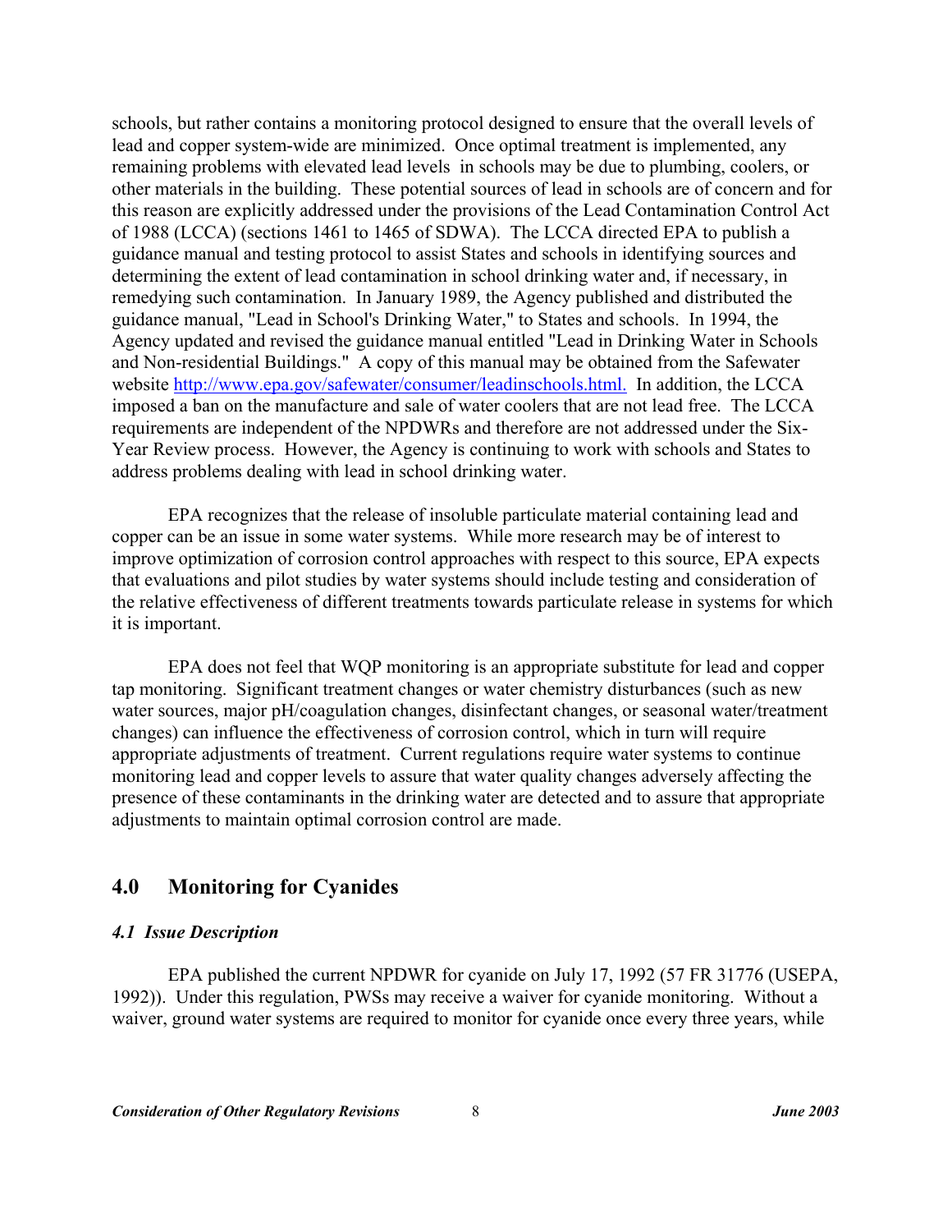schools, but rather contains a monitoring protocol designed to ensure that the overall levels of lead and copper system-wide are minimized. Once optimal treatment is implemented, any remaining problems with elevated lead levels in schools may be due to plumbing, coolers, or other materials in the building. These potential sources of lead in schools are of concern and for this reason are explicitly addressed under the provisions of the Lead Contamination Control Act of 1988 (LCCA) (sections 1461 to 1465 of SDWA). The LCCA directed EPA to publish a guidance manual and testing protocol to assist States and schools in identifying sources and determining the extent of lead contamination in school drinking water and, if necessary, in remedying such contamination. In January 1989, the Agency published and distributed the guidance manual, "Lead in School's Drinking Water," to States and schools. In 1994, the Agency updated and revised the guidance manual entitled "Lead in Drinking Water in Schools and Non-residential Buildings." A copy of this manual may be obtained from the Safewater website http://www.epa.gov/safewater/consumer/leadinschools.html. In addition, the LCCA imposed a ban on the manufacture and sale of water coolers that are not lead free. The LCCA requirements are independent of the NPDWRs and therefore are not addressed under the Six-Year Review process. However, the Agency is continuing to work with schools and States to address problems dealing with lead in school drinking water.

EPA recognizes that the release of insoluble particulate material containing lead and copper can be an issue in some water systems. While more research may be of interest to improve optimization of corrosion control approaches with respect to this source, EPA expects that evaluations and pilot studies by water systems should include testing and consideration of the relative effectiveness of different treatments towards particulate release in systems for which it is important.

EPA does not feel that WQP monitoring is an appropriate substitute for lead and copper tap monitoring. Significant treatment changes or water chemistry disturbances (such as new water sources, major pH/coagulation changes, disinfectant changes, or seasonal water/treatment changes) can influence the effectiveness of corrosion control, which in turn will require appropriate adjustments of treatment. Current regulations require water systems to continue monitoring lead and copper levels to assure that water quality changes adversely affecting the presence of these contaminants in the drinking water are detected and to assure that appropriate adjustments to maintain optimal corrosion control are made.

## 4.0 Monitoring for Cyanides

### *4.1 Issue Description*

EPA published the current NPDWR for cyanide on July 17, 1992 (57 FR 31776 (USEPA, 1992)). Under this regulation, PWSs may receive a waiver for cyanide monitoring. Without a waiver, ground water systems are required to monitor for cyanide once every three years, while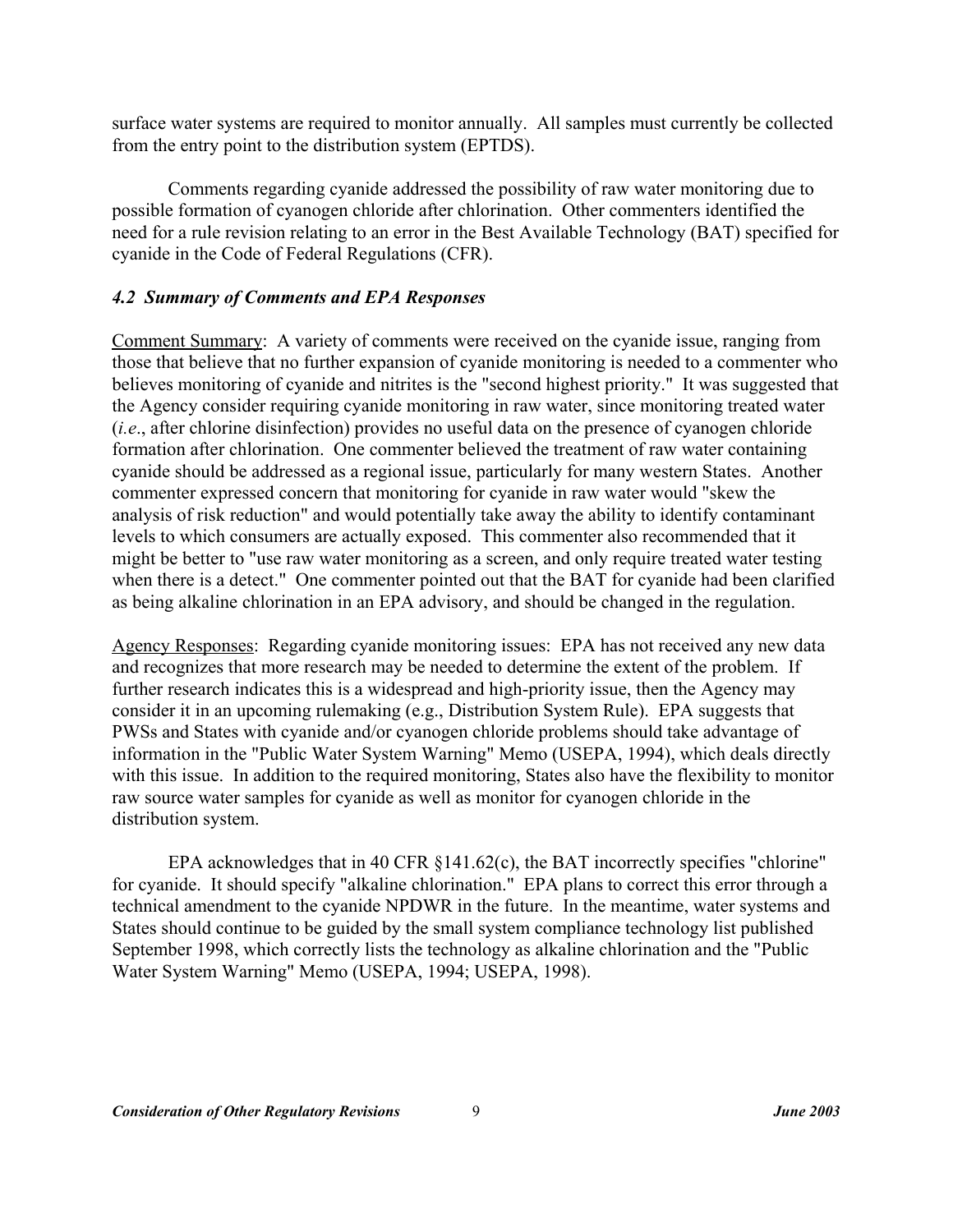surface water systems are required to monitor annually. All samples must currently be collected from the entry point to the distribution system (EPTDS).

Comments regarding cyanide addressed the possibility of raw water monitoring due to possible formation of cyanogen chloride after chlorination. Other commenters identified the need for a rule revision relating to an error in the Best Available Technology (BAT) specified for cyanide in the Code of Federal Regulations (CFR).

### *4.2 Summary of Comments and EPA Responses*

Comment Summary: A variety of comments were received on the cyanide issue, ranging from those that believe that no further expansion of cyanide monitoring is needed to a commenter who believes monitoring of cyanide and nitrites is the "second highest priority." It was suggested that the Agency consider requiring cyanide monitoring in raw water, since monitoring treated water (*i.e*., after chlorine disinfection) provides no useful data on the presence of cyanogen chloride formation after chlorination. One commenter believed the treatment of raw water containing cyanide should be addressed as a regional issue, particularly for many western States. Another commenter expressed concern that monitoring for cyanide in raw water would "skew the analysis of risk reduction" and would potentially take away the ability to identify contaminant levels to which consumers are actually exposed. This commenter also recommended that it might be better to "use raw water monitoring as a screen, and only require treated water testing when there is a detect." One commenter pointed out that the BAT for cyanide had been clarified as being alkaline chlorination in an EPA advisory, and should be changed in the regulation.

Agency Responses: Regarding cyanide monitoring issues: EPA has not received any new data and recognizes that more research may be needed to determine the extent of the problem. If further research indicates this is a widespread and high-priority issue, then the Agency may consider it in an upcoming rulemaking (e.g., Distribution System Rule). EPA suggests that PWSs and States with cyanide and/or cyanogen chloride problems should take advantage of information in the "Public Water System Warning" Memo (USEPA, 1994), which deals directly with this issue. In addition to the required monitoring, States also have the flexibility to monitor raw source water samples for cyanide as well as monitor for cyanogen chloride in the distribution system.

EPA acknowledges that in 40 CFR §141.62(c), the BAT incorrectly specifies "chlorine" for cyanide. It should specify "alkaline chlorination." EPA plans to correct this error through a technical amendment to the cyanide NPDWR in the future. In the meantime, water systems and States should continue to be guided by the small system compliance technology list published September 1998, which correctly lists the technology as alkaline chlorination and the "Public Water System Warning" Memo (USEPA, 1994; USEPA, 1998).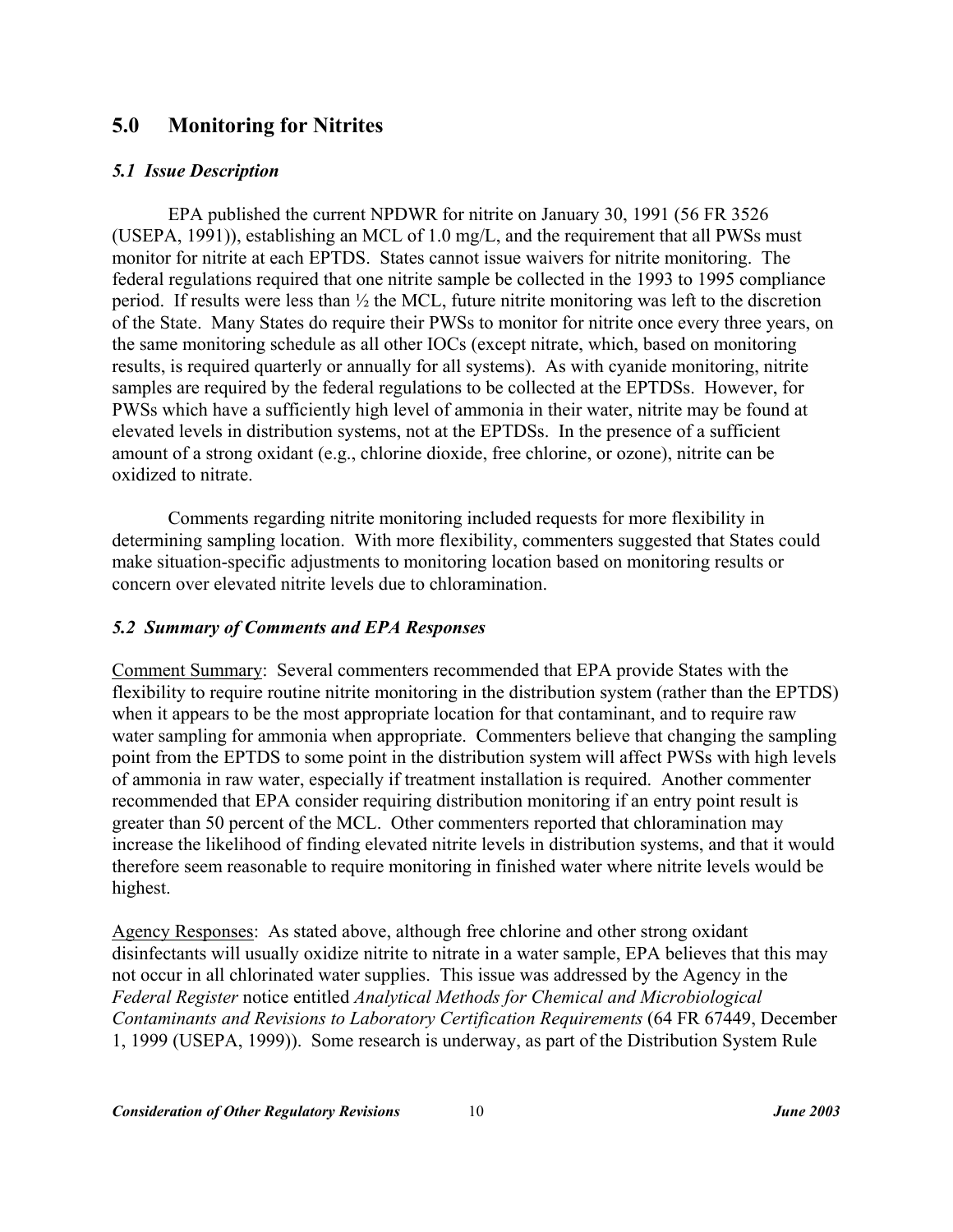## 5.0 Monitoring for Nitrites

### *5.1 Issue Description*

EPA published the current NPDWR for nitrite on January 30, 1991 (56 FR 3526 (USEPA, 1991)), establishing an MCL of 1.0 mg/L, and the requirement that all PWSs must monitor for nitrite at each EPTDS. States cannot issue waivers for nitrite monitoring. The federal regulations required that one nitrite sample be collected in the 1993 to 1995 compliance period. If results were less than ½ the MCL, future nitrite monitoring was left to the discretion of the State. Many States do require their PWSs to monitor for nitrite once every three years, on the same monitoring schedule as all other IOCs (except nitrate, which, based on monitoring results, is required quarterly or annually for all systems). As with cyanide monitoring, nitrite samples are required by the federal regulations to be collected at the EPTDSs. However, for PWSs which have a sufficiently high level of ammonia in their water, nitrite may be found at elevated levels in distribution systems, not at the EPTDSs. In the presence of a sufficient amount of a strong oxidant (e.g., chlorine dioxide, free chlorine, or ozone), nitrite can be oxidized to nitrate.

Comments regarding nitrite monitoring included requests for more flexibility in determining sampling location. With more flexibility, commenters suggested that States could make situation-specific adjustments to monitoring location based on monitoring results or concern over elevated nitrite levels due to chloramination.

### *5.2 Summary of Comments and EPA Responses*

Comment Summary: Several commenters recommended that EPA provide States with the flexibility to require routine nitrite monitoring in the distribution system (rather than the EPTDS) when it appears to be the most appropriate location for that contaminant, and to require raw water sampling for ammonia when appropriate. Commenters believe that changing the sampling point from the EPTDS to some point in the distribution system will affect PWSs with high levels of ammonia in raw water, especially if treatment installation is required. Another commenter recommended that EPA consider requiring distribution monitoring if an entry point result is greater than 50 percent of the MCL. Other commenters reported that chloramination may increase the likelihood of finding elevated nitrite levels in distribution systems, and that it would therefore seem reasonable to require monitoring in finished water where nitrite levels would be highest.

Agency Responses: As stated above, although free chlorine and other strong oxidant disinfectants will usually oxidize nitrite to nitrate in a water sample, EPA believes that this may not occur in all chlorinated water supplies. This issue was addressed by the Agency in the *Federal Register* notice entitled *Analytical Methods for Chemical and Microbiological Contaminants and Revisions to Laboratory Certification Requirements* (64 FR 67449, December 1, 1999 (USEPA, 1999)). Some research is underway, as part of the Distribution System Rule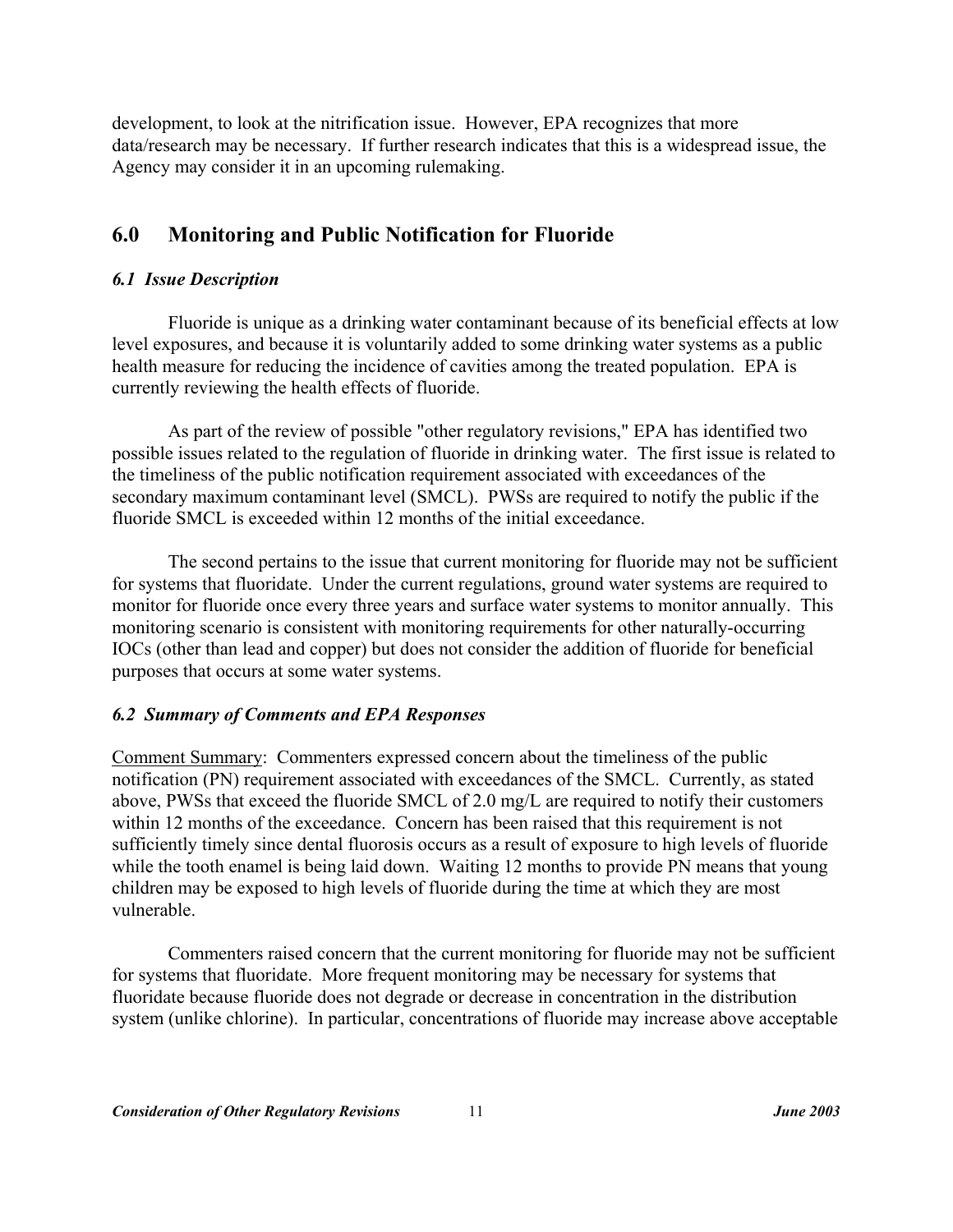development, to look at the nitrification issue. However, EPA recognizes that more data/research may be necessary. If further research indicates that this is a widespread issue, the Agency may consider it in an upcoming rulemaking.

## 6.0 Monitoring and Public Notification for Fluoride

### *6.1 Issue Description*

Fluoride is unique as a drinking water contaminant because of its beneficial effects at low level exposures, and because it is voluntarily added to some drinking water systems as a public health measure for reducing the incidence of cavities among the treated population. EPA is currently reviewing the health effects of fluoride.

As part of the review of possible "other regulatory revisions," EPA has identified two possible issues related to the regulation of fluoride in drinking water. The first issue is related to the timeliness of the public notification requirement associated with exceedances of the secondary maximum contaminant level (SMCL). PWSs are required to notify the public if the fluoride SMCL is exceeded within 12 months of the initial exceedance.

The second pertains to the issue that current monitoring for fluoride may not be sufficient for systems that fluoridate. Under the current regulations, ground water systems are required to monitor for fluoride once every three years and surface water systems to monitor annually. This monitoring scenario is consistent with monitoring requirements for other naturally-occurring IOCs (other than lead and copper) but does not consider the addition of fluoride for beneficial purposes that occurs at some water systems.

### *6.2 Summary of Comments and EPA Responses*

Comment Summary: Commenters expressed concern about the timeliness of the public notification (PN) requirement associated with exceedances of the SMCL. Currently, as stated above, PWSs that exceed the fluoride SMCL of 2.0 mg/L are required to notify their customers within 12 months of the exceedance. Concern has been raised that this requirement is not sufficiently timely since dental fluorosis occurs as a result of exposure to high levels of fluoride while the tooth enamel is being laid down. Waiting 12 months to provide PN means that young children may be exposed to high levels of fluoride during the time at which they are most vulnerable.

Commenters raised concern that the current monitoring for fluoride may not be sufficient for systems that fluoridate. More frequent monitoring may be necessary for systems that fluoridate because fluoride does not degrade or decrease in concentration in the distribution system (unlike chlorine). In particular, concentrations of fluoride may increase above acceptable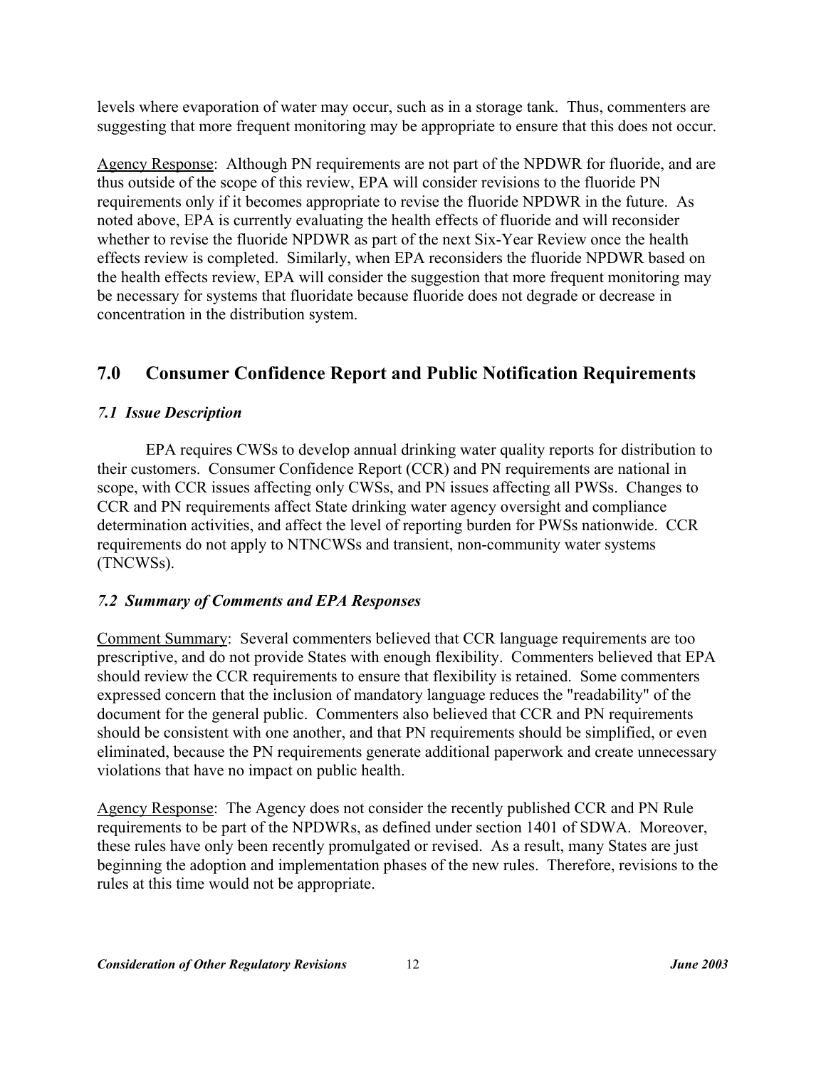levels where evaporation of water may occur, such as in a storage tank. Thus, commenters are suggesting that more frequent monitoring may be appropriate to ensure that this does not occur.

Agency Response: Although PN requirements are not part of the NPDWR for fluoride, and are thus outside of the scope of this review, EPA will consider revisions to the fluoride PN requirements only if it becomes appropriate to revise the fluoride NPDWR in the future. As noted above, EPA is currently evaluating the health effects of fluoride and will reconsider whether to revise the fluoride NPDWR as part of the next Six-Year Review once the health effects review is completed. Similarly, when EPA reconsiders the fluoride NPDWR based on the health effects review, EPA will consider the suggestion that more frequent monitoring may be necessary for systems that fluoridate because fluoride does not degrade or decrease in concentration in the distribution system.

## 7.0 Consumer Confidence Report and Public Notification Requirements

### *7.1 Issue Description*

EPA requires CWSs to develop annual drinking water quality reports for distribution to their customers. Consumer Confidence Report (CCR) and PN requirements are national in scope, with CCR issues affecting only CWSs, and PN issues affecting all PWSs. Changes to CCR and PN requirements affect State drinking water agency oversight and compliance determination activities, and affect the level of reporting burden for PWSs nationwide. CCR requirements do not apply to NTNCWSs and transient, non-community water systems (TNCWSs).

### *7.2 Summary of Comments and EPA Responses*

Comment Summary: Several commenters believed that CCR language requirements are too prescriptive, and do not provide States with enough flexibility. Commenters believed that EPA should review the CCR requirements to ensure that flexibility is retained. Some commenters expressed concern that the inclusion of mandatory language reduces the "readability" of the document for the general public. Commenters also believed that CCR and PN requirements should be consistent with one another, and that PN requirements should be simplified, or even eliminated, because the PN requirements generate additional paperwork and create unnecessary violations that have no impact on public health.

Agency Response: The Agency does not consider the recently published CCR and PN Rule requirements to be part of the NPDWRs, as defined under section 1401 of SDWA. Moreover, these rules have only been recently promulgated or revised. As a result, many States are just beginning the adoption and implementation phases of the new rules. Therefore, revisions to the rules at this time would not be appropriate.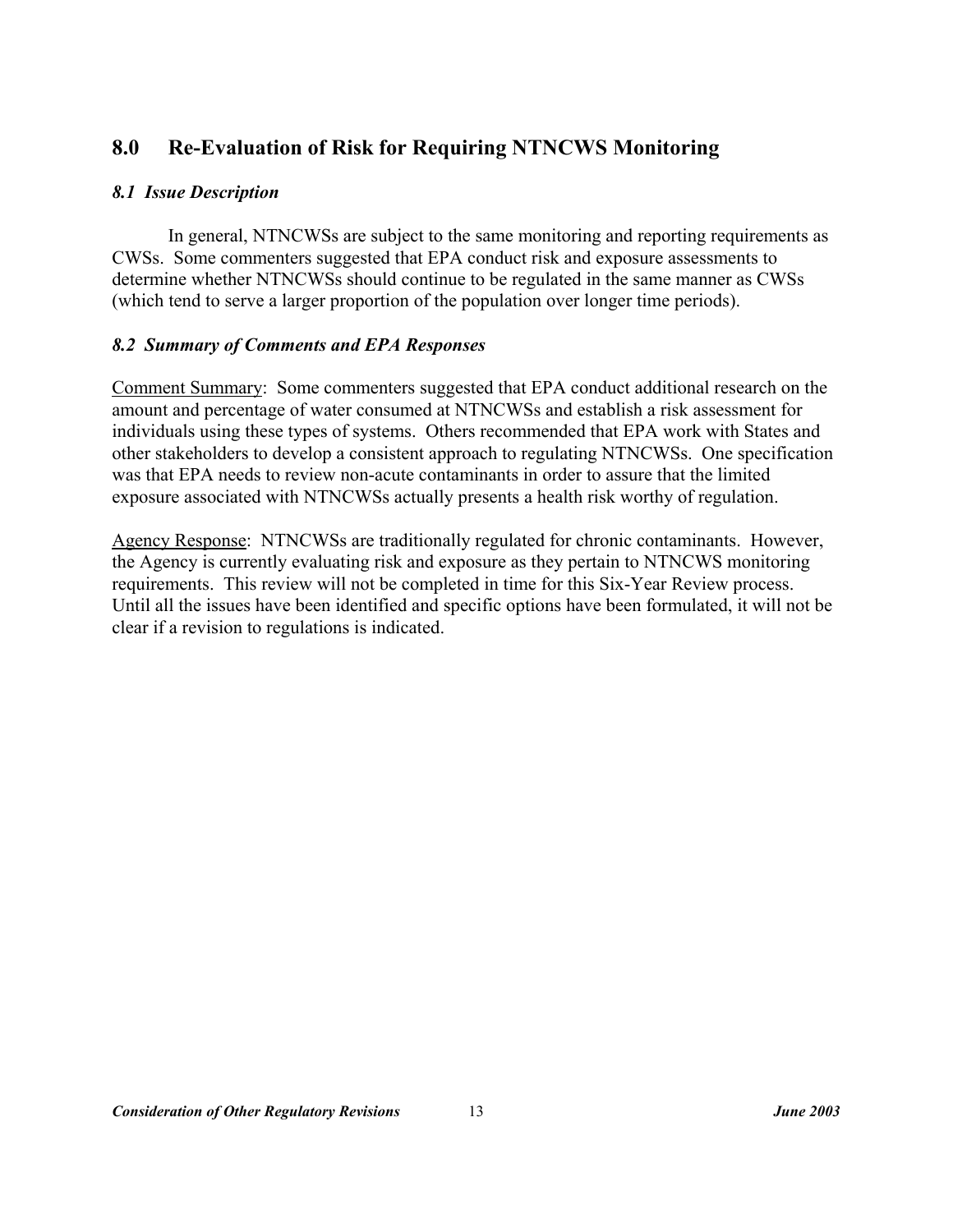## 8.0 Re-Evaluation of Risk for Requiring NTNCWS Monitoring

### *8.1 Issue Description*

In general, NTNCWSs are subject to the same monitoring and reporting requirements as CWSs. Some commenters suggested that EPA conduct risk and exposure assessments to determine whether NTNCWSs should continue to be regulated in the same manner as CWSs (which tend to serve a larger proportion of the population over longer time periods).

### *8.2 Summary of Comments and EPA Responses*

Comment Summary: Some commenters suggested that EPA conduct additional research on the amount and percentage of water consumed at NTNCWSs and establish a risk assessment for individuals using these types of systems. Others recommended that EPA work with States and other stakeholders to develop a consistent approach to regulating NTNCWSs. One specification was that EPA needs to review non-acute contaminants in order to assure that the limited exposure associated with NTNCWSs actually presents a health risk worthy of regulation.

Agency Response: NTNCWSs are traditionally regulated for chronic contaminants. However, the Agency is currently evaluating risk and exposure as they pertain to NTNCWS monitoring requirements. This review will not be completed in time for this Six-Year Review process. Until all the issues have been identified and specific options have been formulated, it will not be clear if a revision to regulations is indicated.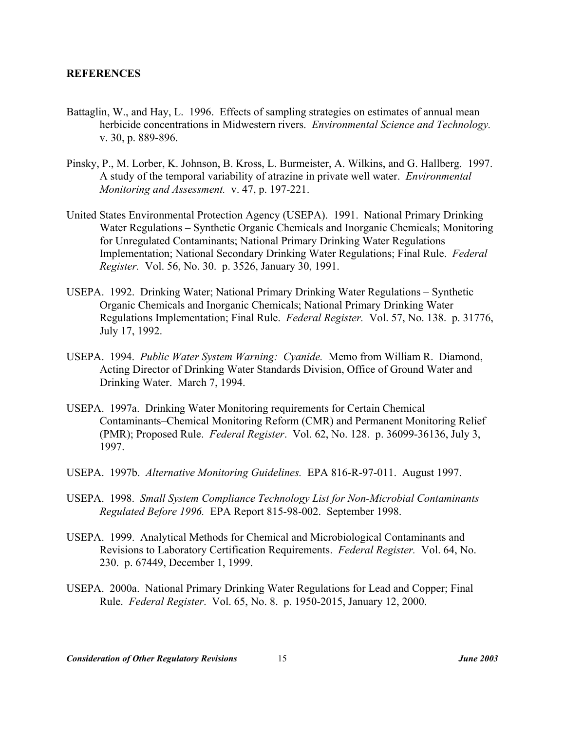## REFERENCES

Battaglin, W., and Hay, L. 1996. Effects of sampling strategies on estimates of annual mean herbicide concentrations in Midwestern rivers. *Environmental Science and Technology.* v. 30, p. 889-896.

Pinsky, P., M. Lorber, K. Johnson, B. Kross, L. Burmeister, A. Wilkins, and G. Hallberg. 1997. A study of the temporal variability of atrazine in private well water. *Environmental Monitoring and Assessment.* v. 47, p. 197-221.

United States Environmental Protection Agency (USEPA). 1991. National Primary Drinking Water Regulations – Synthetic Organic Chemicals and Inorganic Chemicals; Monitoring for Unregulated Contaminants; National Primary Drinking Water Regulations Implementation; National Secondary Drinking Water Regulations; Final Rule. *Federal Register.* Vol. 56, No. 30. p. 3526, January 30, 1991.

USEPA. 1992. Drinking Water; National Primary Drinking Water Regulations – Synthetic Organic Chemicals and Inorganic Chemicals; National Primary Drinking Water Regulations Implementation; Final Rule. *Federal Register.* Vol. 57, No. 138. p. 31776, July 17, 1992.

USEPA. 1994. *Public Water System Warning: Cyanide.* Memo from William R. Diamond, Acting Director of Drinking Water Standards Division, Office of Ground Water and Drinking Water. March 7, 1994.

USEPA. 1997a. Drinking Water Monitoring requirements for Certain Chemical Contaminants–Chemical Monitoring Reform (CMR) and Permanent Monitoring Relief (PMR); Proposed Rule. *Federal Register*. Vol. 62, No. 128. p. 36099-36136, July 3, 1997.

USEPA. 1997b. *Alternative Monitoring Guidelines.* EPA 816-R-97-011. August 1997.

USEPA. 1998. *Small System Compliance Technology List for Non-Microbial Contaminants Regulated Before 1996.* EPA Report 815-98-002. September 1998.

USEPA. 1999. Analytical Methods for Chemical and Microbiological Contaminants and Revisions to Laboratory Certification Requirements. *Federal Register.* Vol. 64, No. 230. p. 67449, December 1, 1999.

USEPA. 2000a. National Primary Drinking Water Regulations for Lead and Copper; Final Rule. *Federal Register*. Vol. 65, No. 8. p. 1950-2015, January 12, 2000.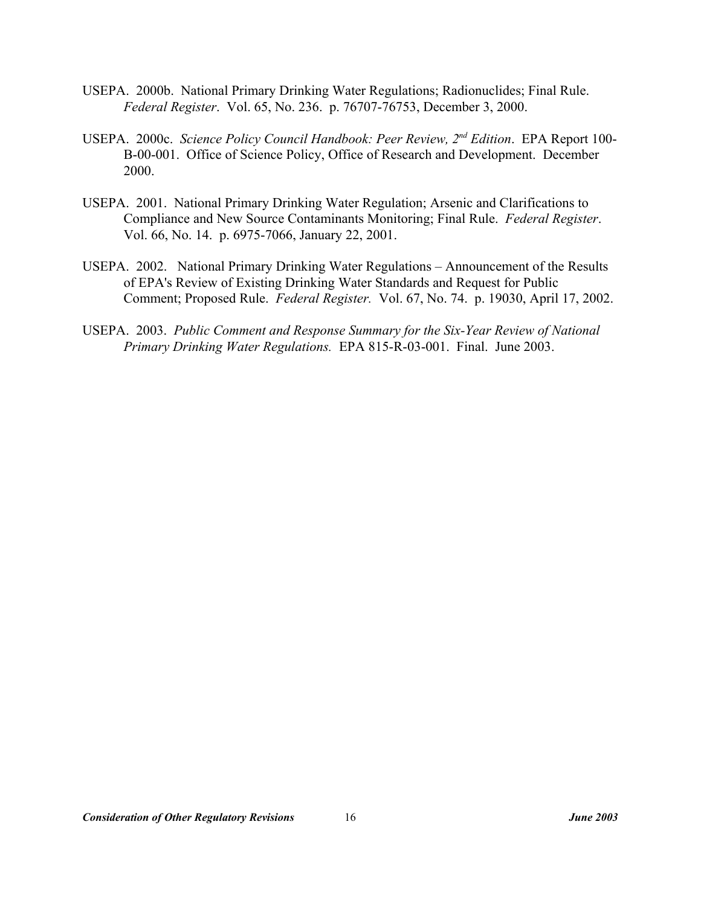USEPA. 2000b. National Primary Drinking Water Regulations; Radionuclides; Final Rule. *Federal Register*. Vol. 65, No. 236. p. 76707-76753, December 3, 2000.

USEPA. 2000c. *Science Policy Council Handbook: Peer Review, 2nd Edition*. EPA Report 100-B-00-001. Office of Science Policy, Office of Research and Development. December 2000.

USEPA. 2001. National Primary Drinking Water Regulation; Arsenic and Clarifications to Compliance and New Source Contaminants Monitoring; Final Rule. *Federal Register*. Vol. 66, No. 14. p. 6975-7066, January 22, 2001.

USEPA. 2002. National Primary Drinking Water Regulations – Announcement of the Results of EPA's Review of Existing Drinking Water Standards and Request for Public Comment; Proposed Rule. *Federal Register.* Vol. 67, No. 74. p. 19030, April 17, 2002.

USEPA. 2003. *Public Comment and Response Summary for the Six-Year Review of National Primary Drinking Water Regulations.* EPA 815-R-03-001. Final. June 2003.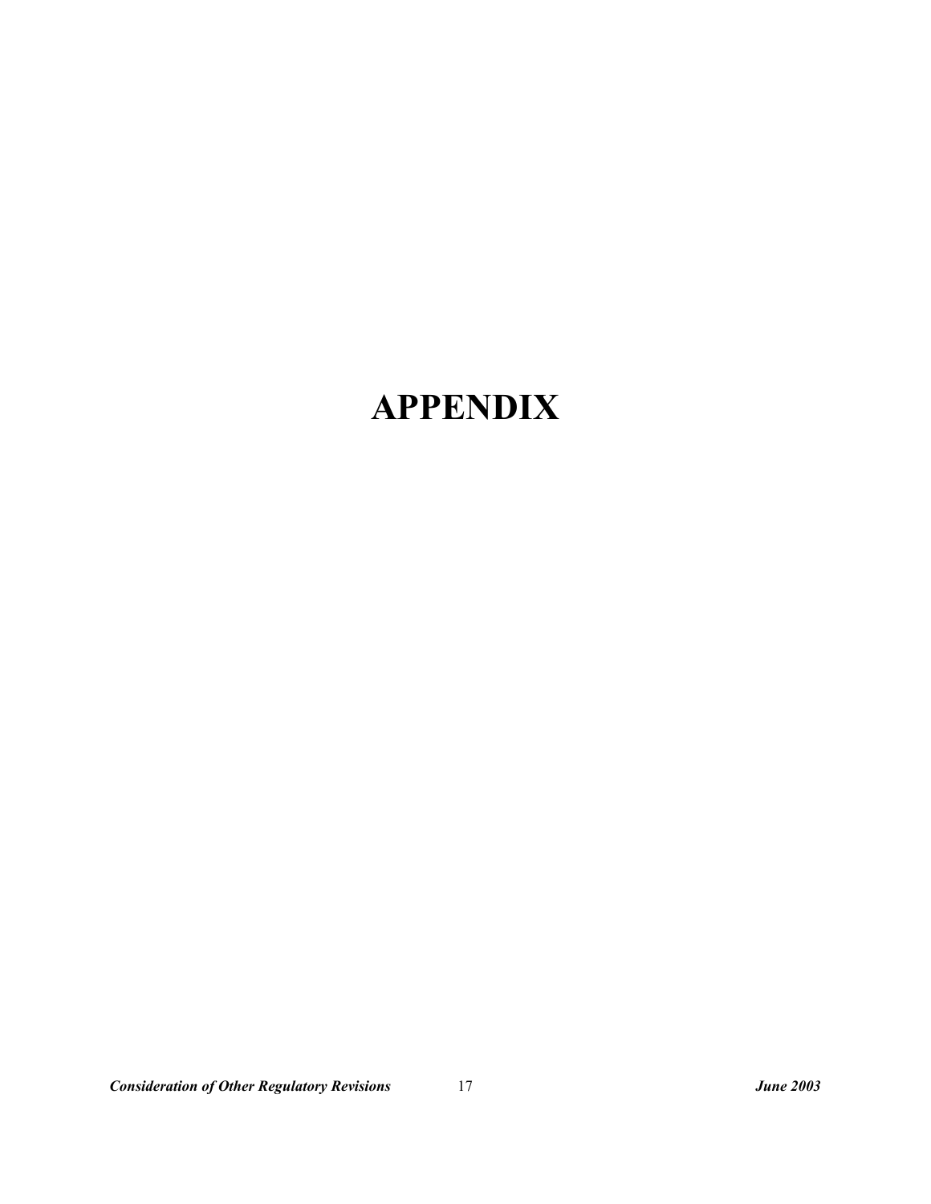# APPENDIX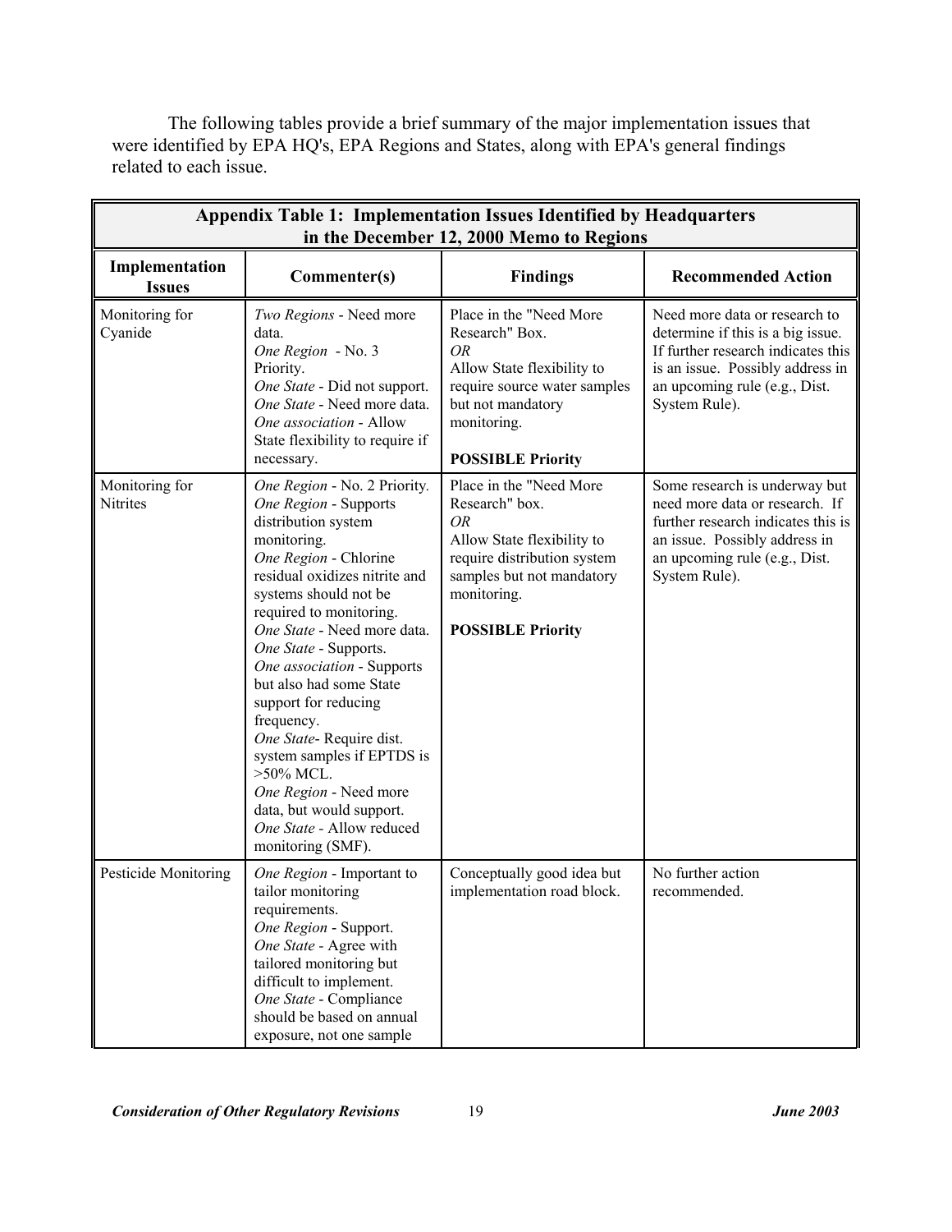The following tables provide a brief summary of the major implementation issues that were identified by EPA HQ's, EPA Regions and States, along with EPA's general findings related to each issue.

**Appendix Table 1: Implementation Issues Identified by Headquarters in the December 12, 2000 Memo to Regions**

| Implementation Issues | Commenter(s) | Findings | Recommended Action |
|---|---|---|---|
| Monitoring for Cyanide | *Two Regions* - Need more data.<br>*One Region* - No. 3 Priority.<br>*One State* - Did not support.<br>*One State* - Need more data.<br>*One association* - Allow State flexibility to require if necessary. | Place in the "Need More Research" Box.<br>*OR*<br>Allow State flexibility to require source water samples but not mandatory monitoring.<br><br>**POSSIBLE Priority** | Need more data or research to determine if this is a big issue. If further research indicates this is an issue. Possibly address in an upcoming rule (e.g., Dist. System Rule). |
| Monitoring for Nitrites | *One Region* - No. 2 Priority.<br>*One Region* - Supports distribution system monitoring.<br>*One Region* - Chlorine residual oxidizes nitrite and systems should not be required to monitoring.<br>*One State* - Need more data.<br>*One State* - Supports.<br>*One association* - Supports but also had some State support for reducing frequency.<br>*One State*- Require dist. system samples if EPTDS is >50% MCL.<br>*One Region* - Need more data, but would support.<br>*One State* - Allow reduced monitoring (SMF). | Place in the "Need More Research" box.<br>*OR*<br>Allow State flexibility to require distribution system samples but not mandatory monitoring.<br><br>**POSSIBLE Priority** | Some research is underway but need more data or research. If further research indicates this is an issue. Possibly address in an upcoming rule (e.g., Dist. System Rule). |
| Pesticide Monitoring | *One Region* - Important to tailor monitoring requirements.<br>*One Region* - Support.<br>*One State* - Agree with tailored monitoring but difficult to implement.<br>*One State* - Compliance should be based on annual exposure, not one sample | Conceptually good idea but implementation road block. | No further action recommended. |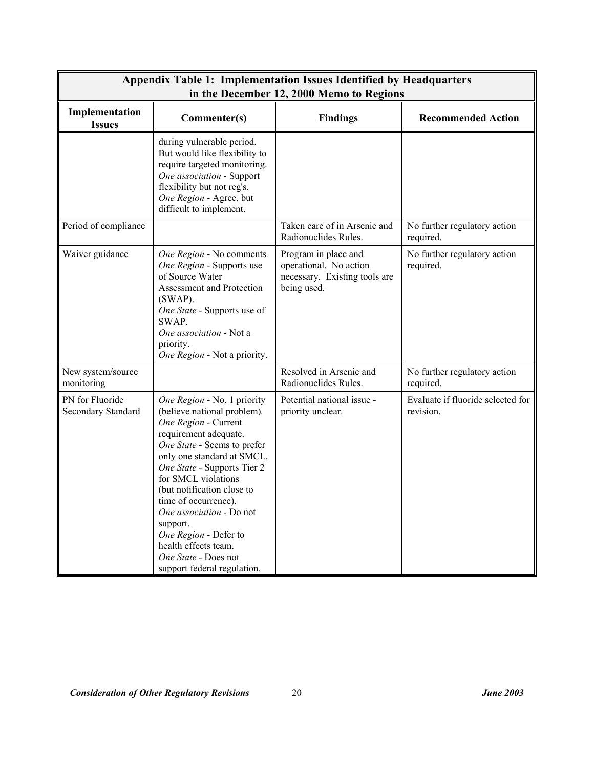| Appendix Table 1: Implementation Issues Identified by Headquarters in the December 12, 2000 Memo to Regions | | | |
|---|---|---|---|
| **Implementation Issues** | **Commenter(s)** | **Findings** | **Recommended Action** |
| | during vulnerable period. But would like flexibility to require targeted monitoring. *One association* - Support flexibility but not reg's. *One Region* - Agree, but difficult to implement. | | |
| Period of compliance | | Taken care of in Arsenic and Radionuclides Rules. | No further regulatory action required. |
| Waiver guidance | *One Region* - No comments. *One Region* - Supports use of Source Water Assessment and Protection (SWAP). *One State* - Supports use of SWAP. *One association* - Not a priority. *One Region* - Not a priority. | Program in place and operational. No action necessary. Existing tools are being used. | No further regulatory action required. |
| New system/source monitoring | | Resolved in Arsenic and Radionuclides Rules. | No further regulatory action required. |
| PN for Fluoride Secondary Standard | *One Region* - No. 1 priority (believe national problem). *One Region* - Current requirement adequate. *One State* - Seems to prefer only one standard at SMCL. *One State* - Supports Tier 2 for SMCL violations (but notification close to time of occurrence). *One association* - Do not support. *One Region* - Defer to health effects team. *One State* - Does not support federal regulation. | Potential national issue - priority unclear. | Evaluate if fluoride selected for revision. |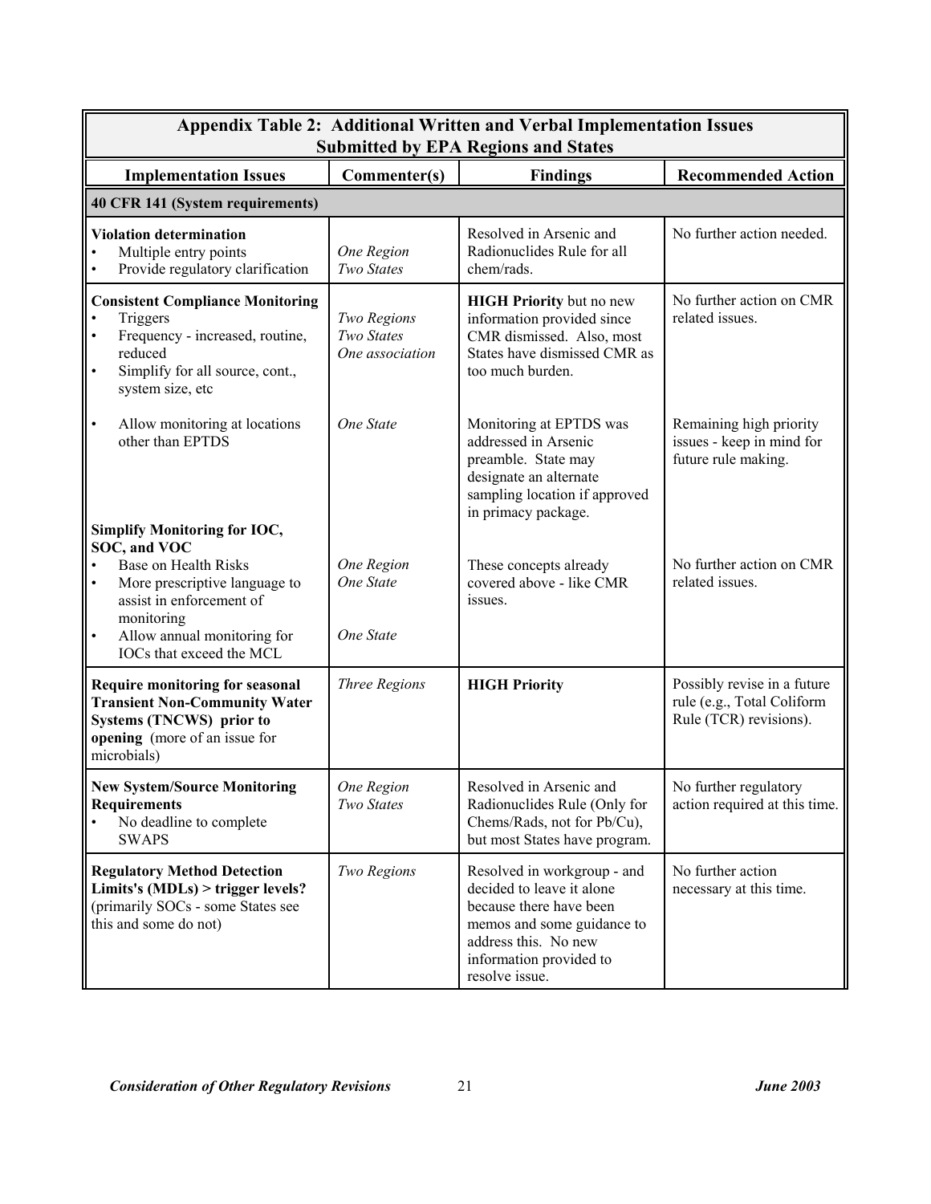| Appendix Table 2: Additional Written and Verbal Implementation Issues Submitted by EPA Regions and States | | | |
|---|---|---|---|
| **Implementation Issues** | **Commenter(s)** | **Findings** | **Recommended Action** |
| **40 CFR 141 (System requirements)** | | | |
| **Violation determination**<br>• Multiple entry points<br>• Provide regulatory clarification | *One Region*<br>*Two States* | Resolved in Arsenic and Radionuclides Rule for all chem/rads. | No further action needed. |
| **Consistent Compliance Monitoring**<br>• Triggers<br>• Frequency - increased, routine, reduced<br>• Simplify for all source, cont., system size, etc | *Two Regions*<br>*Two States*<br>*One association* | **HIGH Priority** but no new information provided since CMR dismissed. Also, most States have dismissed CMR as too much burden. | No further action on CMR related issues. |
| • Allow monitoring at locations other than EPTDS | *One State* | Monitoring at EPTDS was addressed in Arsenic preamble. State may designate an alternate sampling location if approved in primacy package. | Remaining high priority issues - keep in mind for future rule making. |
| **Simplify Monitoring for IOC, SOC, and VOC**<br>• Base on Health Risks<br>• More prescriptive language to assist in enforcement of monitoring<br>• Allow annual monitoring for IOCs that exceed the MCL | *One Region*<br>*One State*<br><br>*One State* | These concepts already covered above - like CMR issues. | No further action on CMR related issues. |
| **Require monitoring for seasonal Transient Non-Community Water Systems (TNCWS) prior to opening** (more of an issue for microbials) | *Three Regions* | **HIGH Priority** | Possibly revise in a future rule (e.g., Total Coliform Rule (TCR) revisions). |
| **New System/Source Monitoring Requirements**<br>• No deadline to complete SWAPS | *One Region*<br>*Two States* | Resolved in Arsenic and Radionuclides Rule (Only for Chems/Rads, not for Pb/Cu), but most States have program. | No further regulatory action required at this time. |
| **Regulatory Method Detection Limits's (MDLs) > trigger levels?** (primarily SOCs - some States see this and some do not) | *Two Regions* | Resolved in workgroup - and decided to leave it alone because there have been memos and some guidance to address this. No new information provided to resolve issue. | No further action necessary at this time. |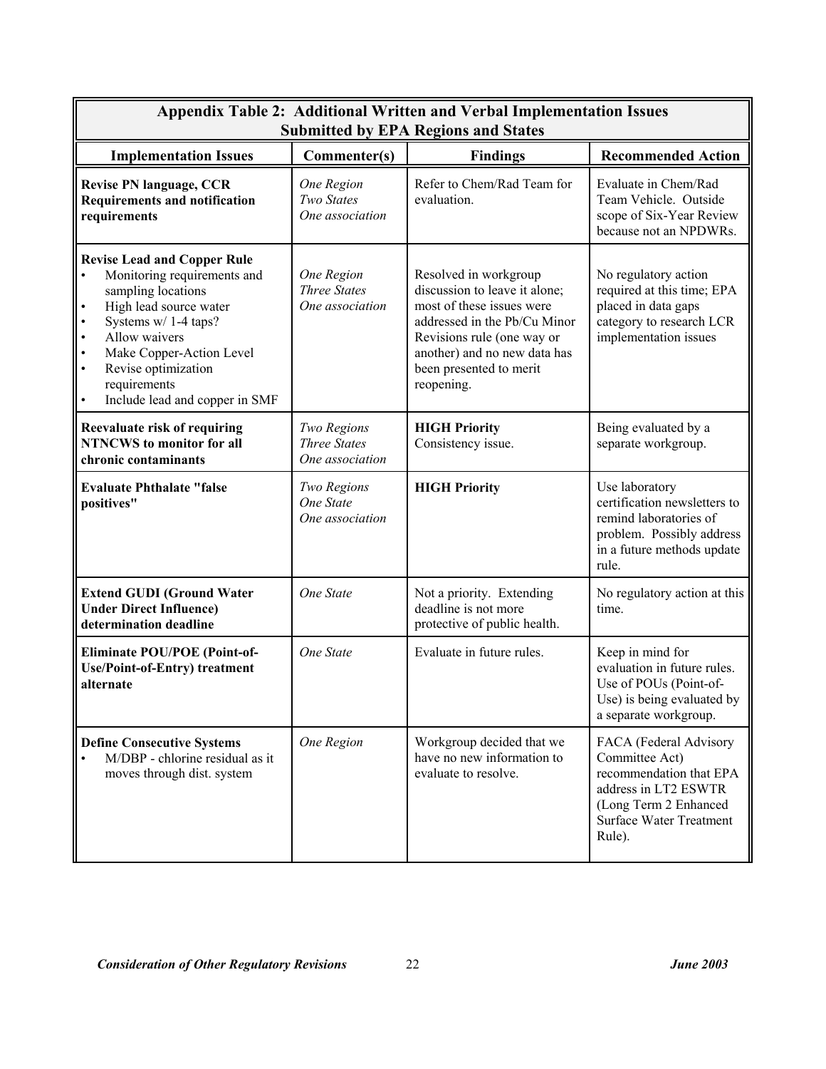| Appendix Table 2: Additional Written and Verbal Implementation Issues Submitted by EPA Regions and States | | | |
|---|---|---|---|
| **Implementation Issues** | **Commenter(s)** | **Findings** | **Recommended Action** |
| **Revise PN language, CCR Requirements and notification requirements** | *One Region*<br>*Two States*<br>*One association* | Refer to Chem/Rad Team for evaluation. | Evaluate in Chem/Rad Team Vehicle. Outside scope of Six-Year Review because not an NPDWRs. |
| **Revise Lead and Copper Rule**<br>• Monitoring requirements and sampling locations<br>• High lead source water<br>• Systems w/ 1-4 taps?<br>• Allow waivers<br>• Make Copper-Action Level<br>• Revise optimization requirements<br>• Include lead and copper in SMF | *One Region*<br>*Three States*<br>*One association* | Resolved in workgroup discussion to leave it alone; most of these issues were addressed in the Pb/Cu Minor Revisions rule (one way or another) and no new data has been presented to merit reopening. | No regulatory action required at this time; EPA placed in data gaps category to research LCR implementation issues |
| **Reevaluate risk of requiring NTNCWS to monitor for all chronic contaminants** | *Two Regions*<br>*Three States*<br>*One association* | **HIGH Priority**<br>Consistency issue. | Being evaluated by a separate workgroup. |
| **Evaluate Phthalate "false positives"** | *Two Regions*<br>*One State*<br>*One association* | **HIGH Priority** | Use laboratory certification newsletters to remind laboratories of problem. Possibly address in a future methods update rule. |
| **Extend GUDI (Ground Water Under Direct Influence) determination deadline** | *One State* | Not a priority. Extending deadline is not more protective of public health. | No regulatory action at this time. |
| **Eliminate POU/POE (Point-of-Use/Point-of-Entry) treatment alternate** | *One State* | Evaluate in future rules. | Keep in mind for evaluation in future rules. Use of POUs (Point-of-Use) is being evaluated by a separate workgroup. |
| **Define Consecutive Systems**<br>• M/DBP - chlorine residual as it moves through dist. system | *One Region* | Workgroup decided that we have no new information to evaluate to resolve. | FACA (Federal Advisory Committee Act) recommendation that EPA address in LT2 ESWTR (Long Term 2 Enhanced Surface Water Treatment Rule). |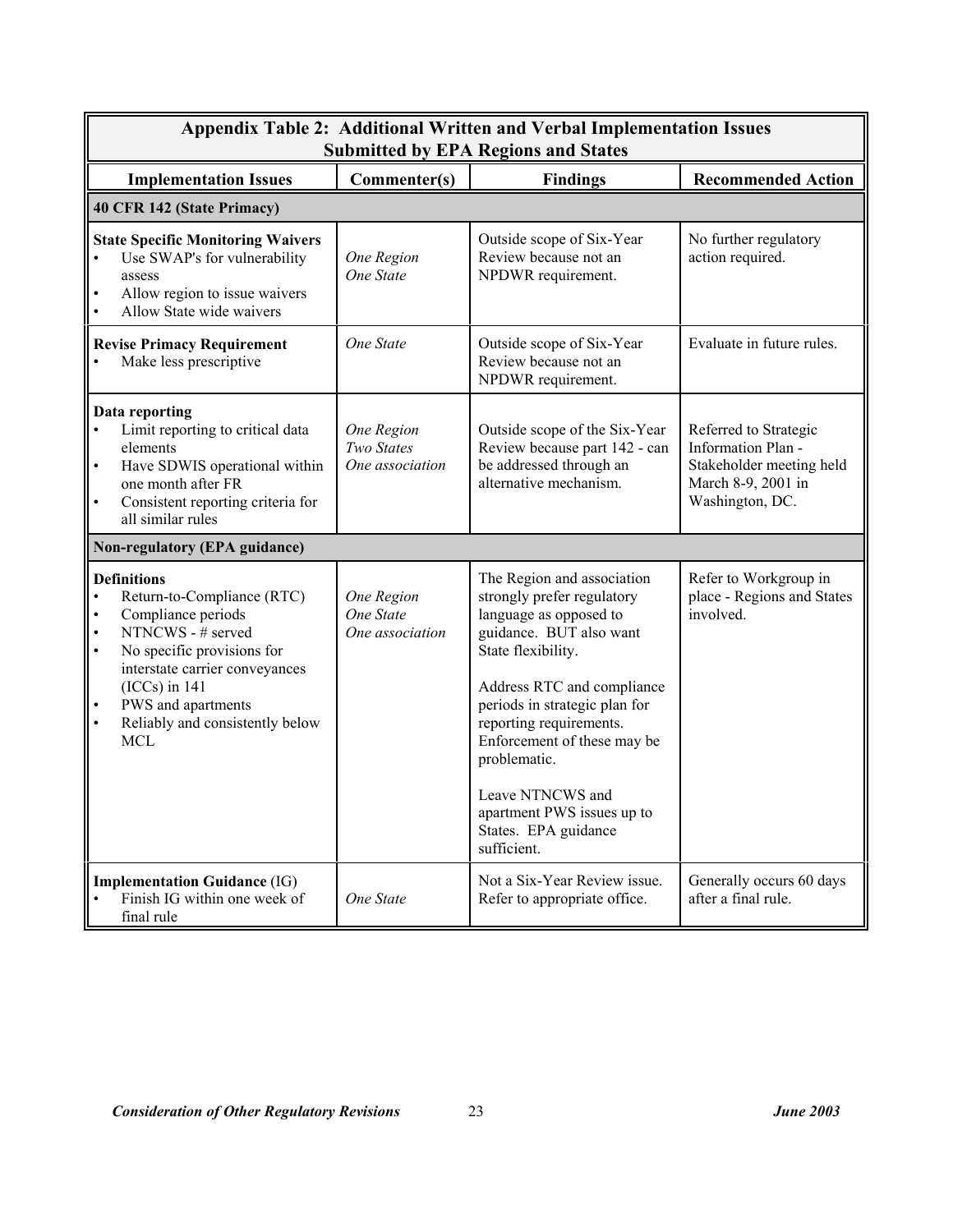| Appendix Table 2: Additional Written and Verbal Implementation Issues Submitted by EPA Regions and States | | | |
|---|---|---|---|
| **Implementation Issues** | **Commenter(s)** | **Findings** | **Recommended Action** |
| **40 CFR 142 (State Primacy)** | | | |
| **State Specific Monitoring Waivers**<br>• Use SWAP's for vulnerability assess<br>• Allow region to issue waivers<br>• Allow State wide waivers | *One Region*<br>*One State* | Outside scope of Six-Year Review because not an NPDWR requirement. | No further regulatory action required. |
| **Revise Primacy Requirement**<br>• Make less prescriptive | *One State* | Outside scope of Six-Year Review because not an NPDWR requirement. | Evaluate in future rules. |
| **Data reporting**<br>• Limit reporting to critical data elements<br>• Have SDWIS operational within one month after FR<br>• Consistent reporting criteria for all similar rules | *One Region*<br>*Two States*<br>*One association* | Outside scope of the Six-Year Review because part 142 - can be addressed through an alternative mechanism. | Referred to Strategic Information Plan - Stakeholder meeting held March 8-9, 2001 in Washington, DC. |
| **Non-regulatory (EPA guidance)** | | | |
| **Definitions**<br>• Return-to-Compliance (RTC)<br>• Compliance periods<br>• NTNCWS - # served<br>• No specific provisions for interstate carrier conveyances (ICCs) in 141<br>• PWS and apartments<br>• Reliably and consistently below MCL | *One Region*<br>*One State*<br>*One association* | The Region and association strongly prefer regulatory language as opposed to guidance. BUT also want State flexibility.<br><br>Address RTC and compliance periods in strategic plan for reporting requirements. Enforcement of these may be problematic.<br><br>Leave NTNCWS and apartment PWS issues up to States. EPA guidance sufficient. | Refer to Workgroup in place - Regions and States involved. |
| **Implementation Guidance** (IG)<br>• Finish IG within one week of final rule | *One State* | Not a Six-Year Review issue. Refer to appropriate office. | Generally occurs 60 days after a final rule. |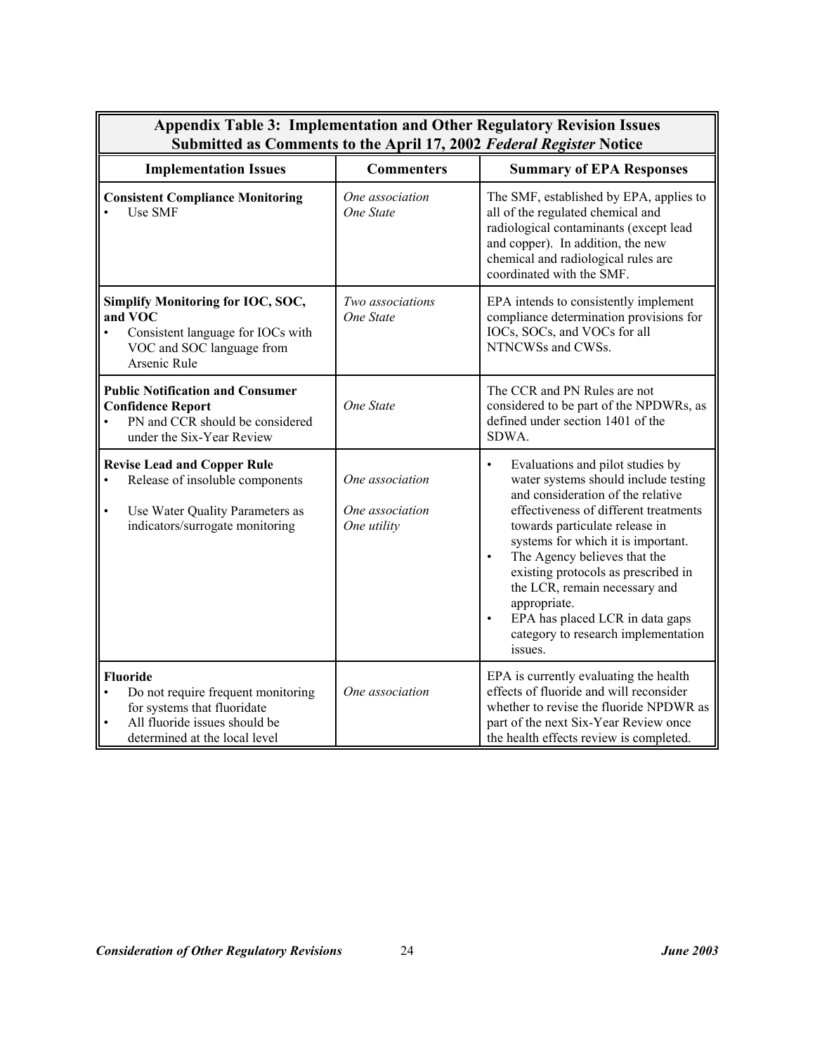| **Appendix Table 3: Implementation and Other Regulatory Revision Issues Submitted as Comments to the April 17, 2002 *Federal Register* Notice** | | |
|---|---|---|
| **Implementation Issues** | **Commenters** | **Summary of EPA Responses** |
| **Consistent Compliance Monitoring**<br>• Use SMF | *One association*<br>*One State* | The SMF, established by EPA, applies to all of the regulated chemical and radiological contaminants (except lead and copper). In addition, the new chemical and radiological rules are coordinated with the SMF. |
| **Simplify Monitoring for IOC, SOC, and VOC**<br>• Consistent language for IOCs with VOC and SOC language from Arsenic Rule | *Two associations*<br>*One State* | EPA intends to consistently implement compliance determination provisions for IOCs, SOCs, and VOCs for all NTNCWSs and CWSs. |
| **Public Notification and Consumer Confidence Report**<br>• PN and CCR should be considered under the Six-Year Review | *One State* | The CCR and PN Rules are not considered to be part of the NPDWRs, as defined under section 1401 of the SDWA. |
| **Revise Lead and Copper Rule**<br>• Release of insoluble components<br>• Use Water Quality Parameters as indicators/surrogate monitoring | *One association*<br>*One association*<br>*One utility* | • Evaluations and pilot studies by water systems should include testing and consideration of the relative effectiveness of different treatments towards particulate release in systems for which it is important.<br>• The Agency believes that the existing protocols as prescribed in the LCR, remain necessary and appropriate.<br>• EPA has placed LCR in data gaps category to research implementation issues. |
| **Fluoride**<br>• Do not require frequent monitoring for systems that fluoridate<br>• All fluoride issues should be determined at the local level | *One association* | EPA is currently evaluating the health effects of fluoride and will reconsider whether to revise the fluoride NPDWR as part of the next Six-Year Review once the health effects review is completed. |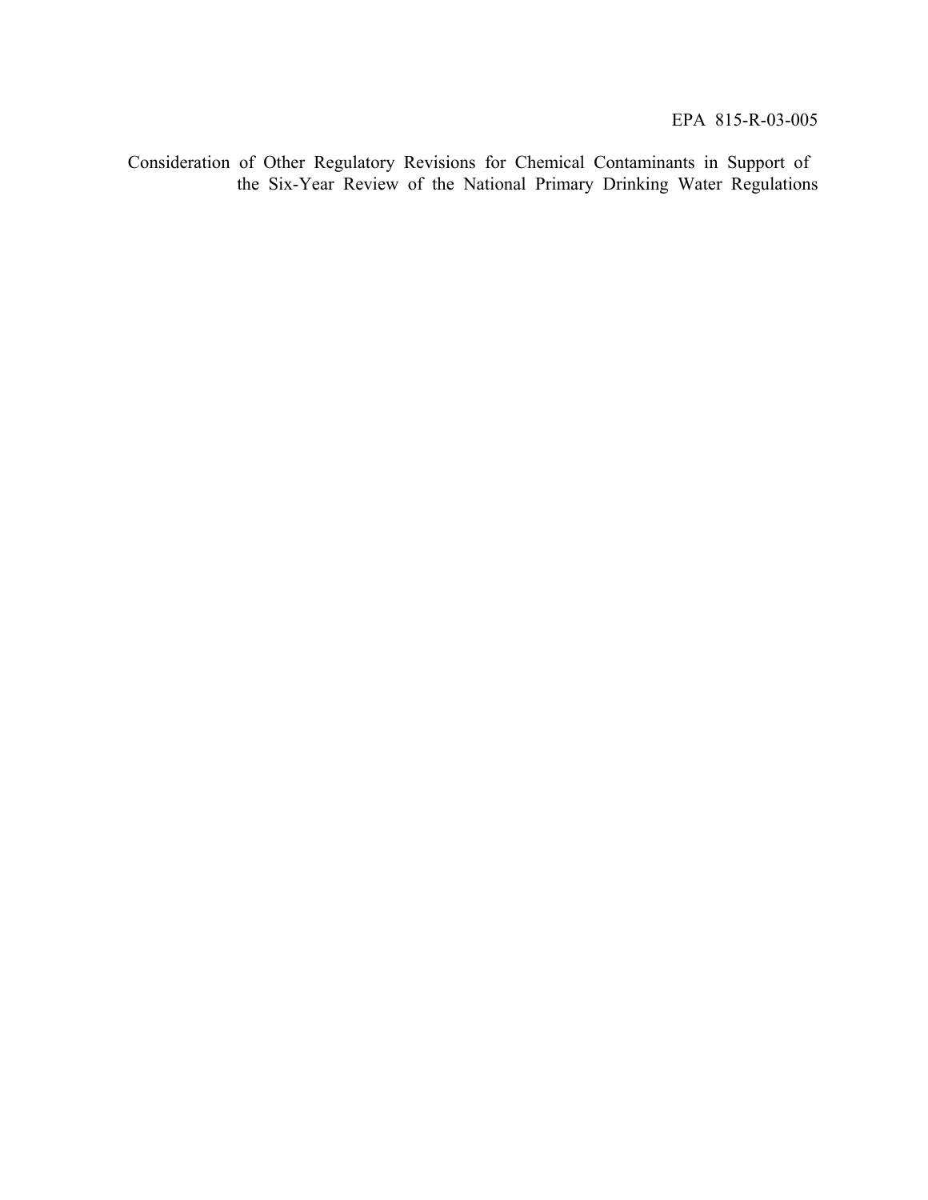EPA 815-R-03-005

Consideration of Other Regulatory Revisions for Chemical Contaminants in Support of the Six-Year Review of the National Primary Drinking Water Regulations